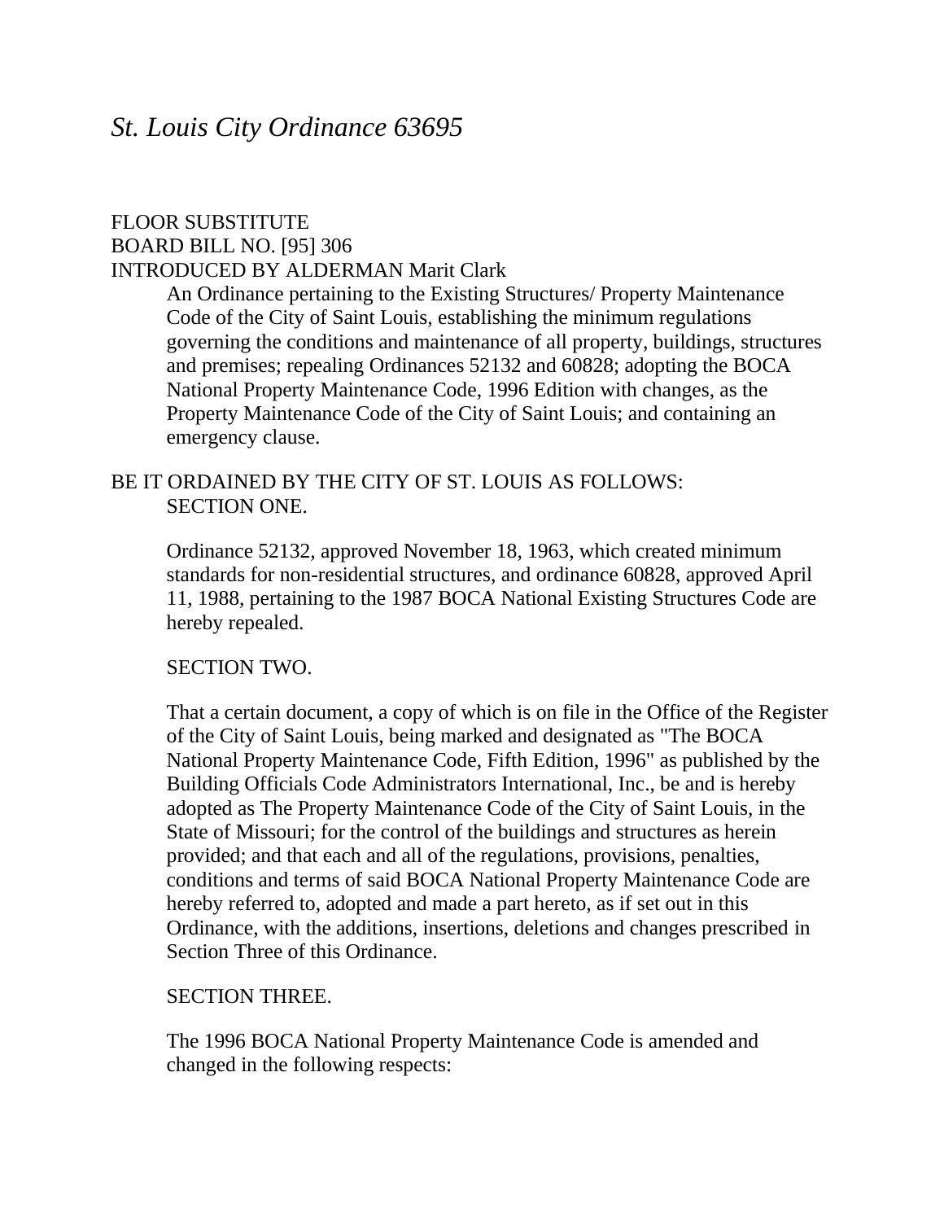# *St. Louis City Ordinance 63695*

FLOOR SUBSTITUTE
BOARD BILL NO. [95] 306
INTRODUCED BY ALDERMAN Marit Clark

An Ordinance pertaining to the Existing Structures/ Property Maintenance Code of the City of Saint Louis, establishing the minimum regulations governing the conditions and maintenance of all property, buildings, structures and premises; repealing Ordinances 52132 and 60828; adopting the BOCA National Property Maintenance Code, 1996 Edition with changes, as the Property Maintenance Code of the City of Saint Louis; and containing an emergency clause.

BE IT ORDAINED BY THE CITY OF ST. LOUIS AS FOLLOWS:

SECTION ONE.

Ordinance 52132, approved November 18, 1963, which created minimum standards for non-residential structures, and ordinance 60828, approved April 11, 1988, pertaining to the 1987 BOCA National Existing Structures Code are hereby repealed.

SECTION TWO.

That a certain document, a copy of which is on file in the Office of the Register of the City of Saint Louis, being marked and designated as "The BOCA National Property Maintenance Code, Fifth Edition, 1996" as published by the Building Officials Code Administrators International, Inc., be and is hereby adopted as The Property Maintenance Code of the City of Saint Louis, in the State of Missouri; for the control of the buildings and structures as herein provided; and that each and all of the regulations, provisions, penalties, conditions and terms of said BOCA National Property Maintenance Code are hereby referred to, adopted and made a part hereto, as if set out in this Ordinance, with the additions, insertions, deletions and changes prescribed in Section Three of this Ordinance.

SECTION THREE.

The 1996 BOCA National Property Maintenance Code is amended and changed in the following respects: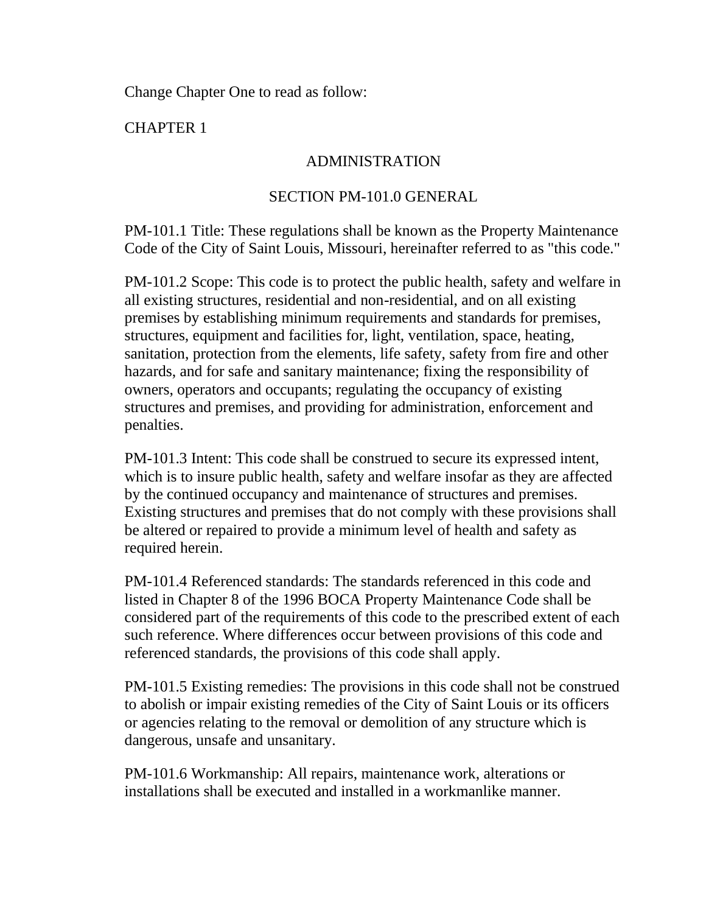Change Chapter One to read as follow:

CHAPTER 1

## ADMINISTRATION

### SECTION PM-101.0 GENERAL

PM-101.1 Title: These regulations shall be known as the Property Maintenance Code of the City of Saint Louis, Missouri, hereinafter referred to as "this code."

PM-101.2 Scope: This code is to protect the public health, safety and welfare in all existing structures, residential and non-residential, and on all existing premises by establishing minimum requirements and standards for premises, structures, equipment and facilities for, light, ventilation, space, heating, sanitation, protection from the elements, life safety, safety from fire and other hazards, and for safe and sanitary maintenance; fixing the responsibility of owners, operators and occupants; regulating the occupancy of existing structures and premises, and providing for administration, enforcement and penalties.

PM-101.3 Intent: This code shall be construed to secure its expressed intent, which is to insure public health, safety and welfare insofar as they are affected by the continued occupancy and maintenance of structures and premises. Existing structures and premises that do not comply with these provisions shall be altered or repaired to provide a minimum level of health and safety as required herein.

PM-101.4 Referenced standards: The standards referenced in this code and listed in Chapter 8 of the 1996 BOCA Property Maintenance Code shall be considered part of the requirements of this code to the prescribed extent of each such reference. Where differences occur between provisions of this code and referenced standards, the provisions of this code shall apply.

PM-101.5 Existing remedies: The provisions in this code shall not be construed to abolish or impair existing remedies of the City of Saint Louis or its officers or agencies relating to the removal or demolition of any structure which is dangerous, unsafe and unsanitary.

PM-101.6 Workmanship: All repairs, maintenance work, alterations or installations shall be executed and installed in a workmanlike manner.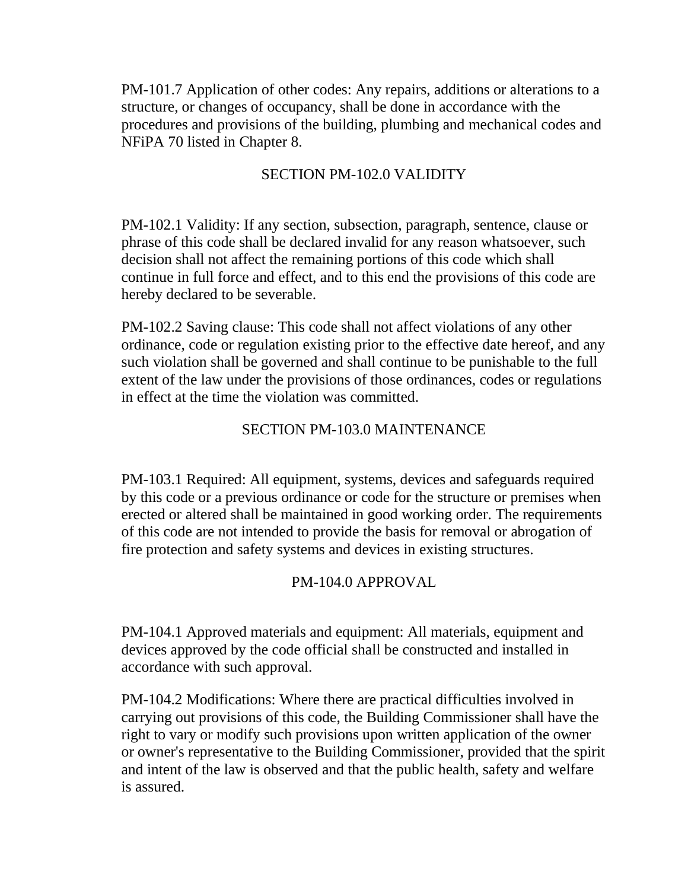PM-101.7 Application of other codes: Any repairs, additions or alterations to a structure, or changes of occupancy, shall be done in accordance with the procedures and provisions of the building, plumbing and mechanical codes and NFiPA 70 listed in Chapter 8.

## SECTION PM-102.0 VALIDITY

PM-102.1 Validity: If any section, subsection, paragraph, sentence, clause or phrase of this code shall be declared invalid for any reason whatsoever, such decision shall not affect the remaining portions of this code which shall continue in full force and effect, and to this end the provisions of this code are hereby declared to be severable.

PM-102.2 Saving clause: This code shall not affect violations of any other ordinance, code or regulation existing prior to the effective date hereof, and any such violation shall be governed and shall continue to be punishable to the full extent of the law under the provisions of those ordinances, codes or regulations in effect at the time the violation was committed.

## SECTION PM-103.0 MAINTENANCE

PM-103.1 Required: All equipment, systems, devices and safeguards required by this code or a previous ordinance or code for the structure or premises when erected or altered shall be maintained in good working order. The requirements of this code are not intended to provide the basis for removal or abrogation of fire protection and safety systems and devices in existing structures.

## PM-104.0 APPROVAL

PM-104.1 Approved materials and equipment: All materials, equipment and devices approved by the code official shall be constructed and installed in accordance with such approval.

PM-104.2 Modifications: Where there are practical difficulties involved in carrying out provisions of this code, the Building Commissioner shall have the right to vary or modify such provisions upon written application of the owner or owner's representative to the Building Commissioner, provided that the spirit and intent of the law is observed and that the public health, safety and welfare is assured.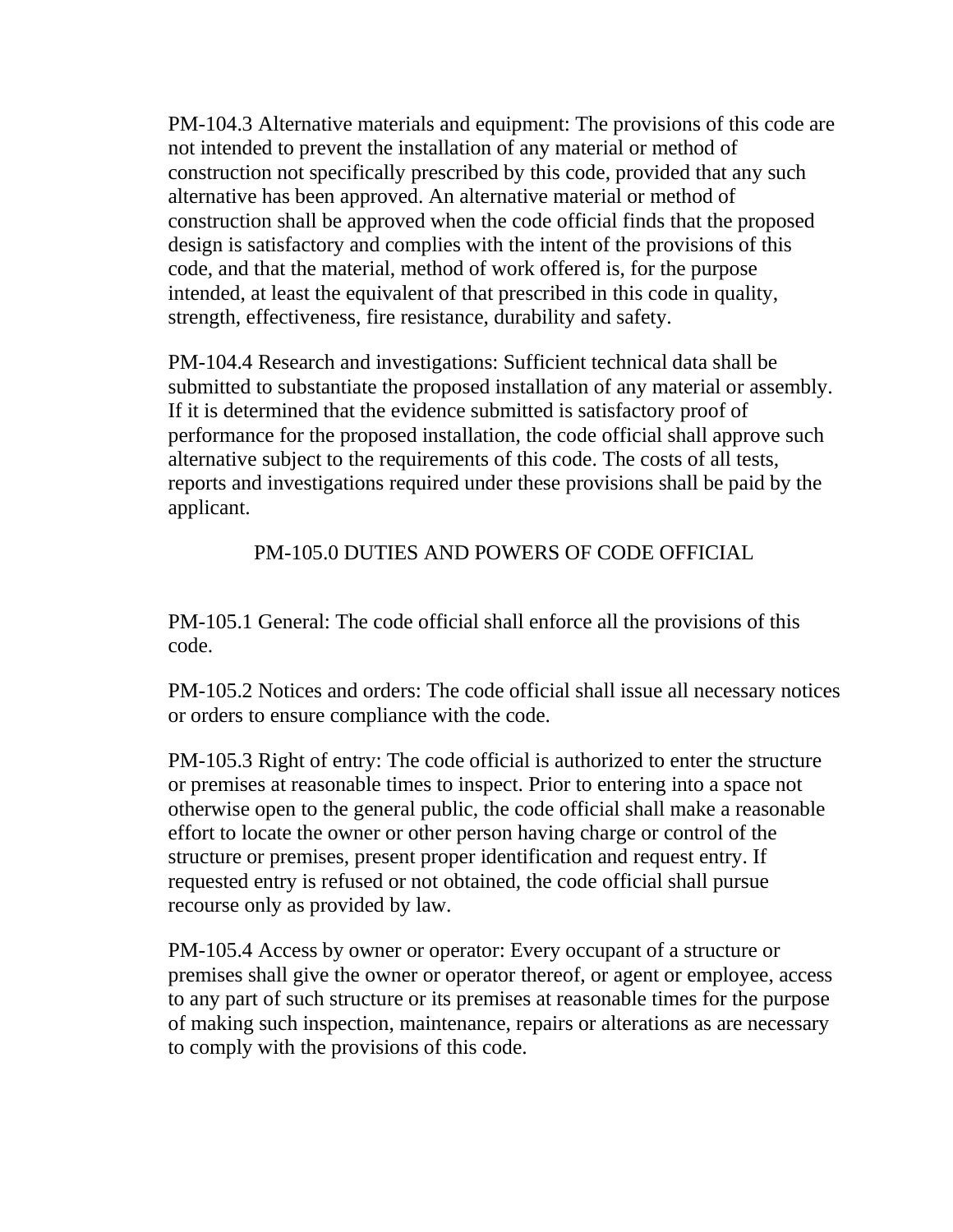PM-104.3 Alternative materials and equipment: The provisions of this code are not intended to prevent the installation of any material or method of construction not specifically prescribed by this code, provided that any such alternative has been approved. An alternative material or method of construction shall be approved when the code official finds that the proposed design is satisfactory and complies with the intent of the provisions of this code, and that the material, method of work offered is, for the purpose intended, at least the equivalent of that prescribed in this code in quality, strength, effectiveness, fire resistance, durability and safety.

PM-104.4 Research and investigations: Sufficient technical data shall be submitted to substantiate the proposed installation of any material or assembly. If it is determined that the evidence submitted is satisfactory proof of performance for the proposed installation, the code official shall approve such alternative subject to the requirements of this code. The costs of all tests, reports and investigations required under these provisions shall be paid by the applicant.

## PM-105.0 DUTIES AND POWERS OF CODE OFFICIAL

PM-105.1 General: The code official shall enforce all the provisions of this code.

PM-105.2 Notices and orders: The code official shall issue all necessary notices or orders to ensure compliance with the code.

PM-105.3 Right of entry: The code official is authorized to enter the structure or premises at reasonable times to inspect. Prior to entering into a space not otherwise open to the general public, the code official shall make a reasonable effort to locate the owner or other person having charge or control of the structure or premises, present proper identification and request entry. If requested entry is refused or not obtained, the code official shall pursue recourse only as provided by law.

PM-105.4 Access by owner or operator: Every occupant of a structure or premises shall give the owner or operator thereof, or agent or employee, access to any part of such structure or its premises at reasonable times for the purpose of making such inspection, maintenance, repairs or alterations as are necessary to comply with the provisions of this code.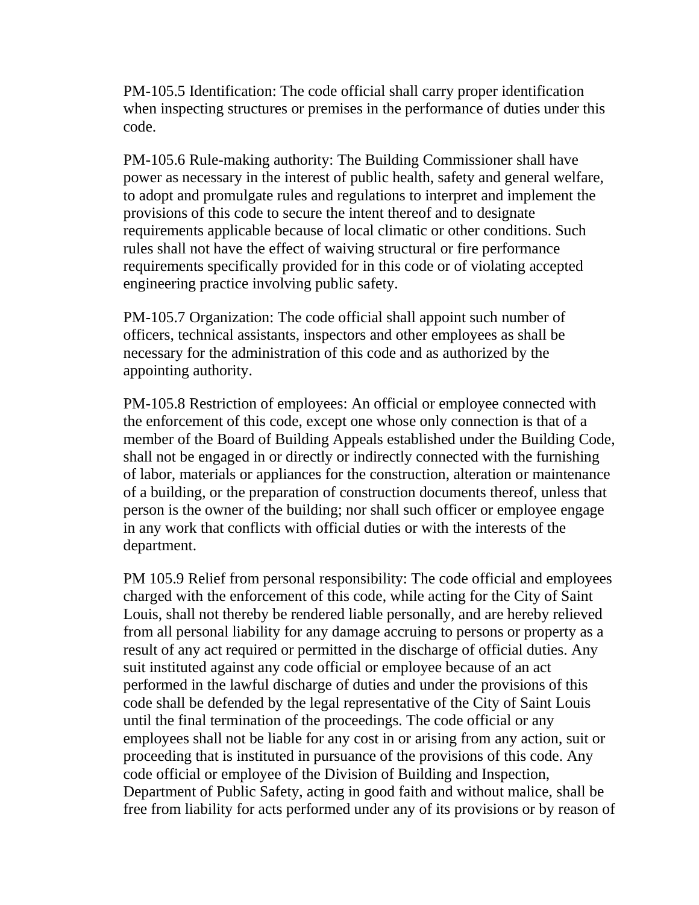PM-105.5 Identification: The code official shall carry proper identification when inspecting structures or premises in the performance of duties under this code.

PM-105.6 Rule-making authority: The Building Commissioner shall have power as necessary in the interest of public health, safety and general welfare, to adopt and promulgate rules and regulations to interpret and implement the provisions of this code to secure the intent thereof and to designate requirements applicable because of local climatic or other conditions. Such rules shall not have the effect of waiving structural or fire performance requirements specifically provided for in this code or of violating accepted engineering practice involving public safety.

PM-105.7 Organization: The code official shall appoint such number of officers, technical assistants, inspectors and other employees as shall be necessary for the administration of this code and as authorized by the appointing authority.

PM-105.8 Restriction of employees: An official or employee connected with the enforcement of this code, except one whose only connection is that of a member of the Board of Building Appeals established under the Building Code, shall not be engaged in or directly or indirectly connected with the furnishing of labor, materials or appliances for the construction, alteration or maintenance of a building, or the preparation of construction documents thereof, unless that person is the owner of the building; nor shall such officer or employee engage in any work that conflicts with official duties or with the interests of the department.

PM 105.9 Relief from personal responsibility: The code official and employees charged with the enforcement of this code, while acting for the City of Saint Louis, shall not thereby be rendered liable personally, and are hereby relieved from all personal liability for any damage accruing to persons or property as a result of any act required or permitted in the discharge of official duties. Any suit instituted against any code official or employee because of an act performed in the lawful discharge of duties and under the provisions of this code shall be defended by the legal representative of the City of Saint Louis until the final termination of the proceedings. The code official or any employees shall not be liable for any cost in or arising from any action, suit or proceeding that is instituted in pursuance of the provisions of this code. Any code official or employee of the Division of Building and Inspection, Department of Public Safety, acting in good faith and without malice, shall be free from liability for acts performed under any of its provisions or by reason of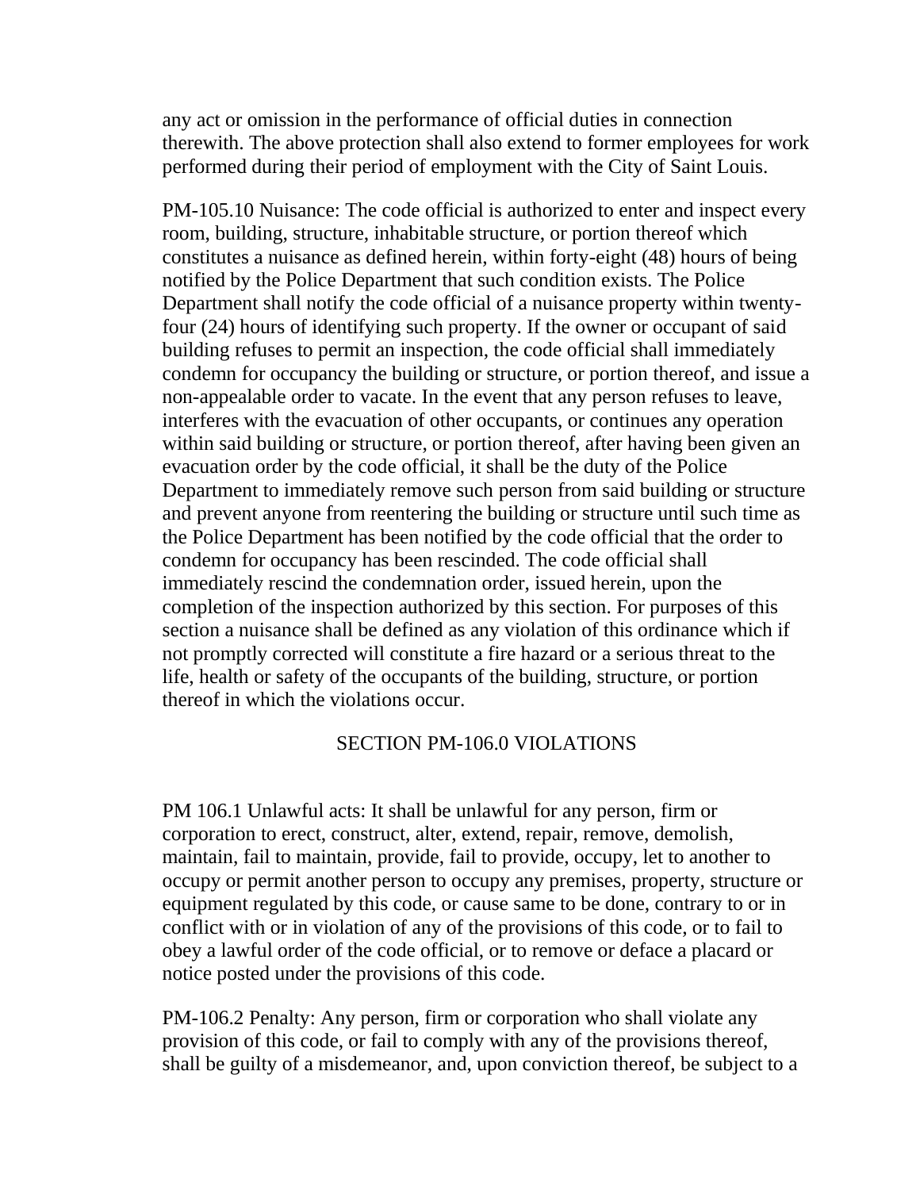any act or omission in the performance of official duties in connection therewith. The above protection shall also extend to former employees for work performed during their period of employment with the City of Saint Louis.

PM-105.10 Nuisance: The code official is authorized to enter and inspect every room, building, structure, inhabitable structure, or portion thereof which constitutes a nuisance as defined herein, within forty-eight (48) hours of being notified by the Police Department that such condition exists. The Police Department shall notify the code official of a nuisance property within twenty-four (24) hours of identifying such property. If the owner or occupant of said building refuses to permit an inspection, the code official shall immediately condemn for occupancy the building or structure, or portion thereof, and issue a non-appealable order to vacate. In the event that any person refuses to leave, interferes with the evacuation of other occupants, or continues any operation within said building or structure, or portion thereof, after having been given an evacuation order by the code official, it shall be the duty of the Police Department to immediately remove such person from said building or structure and prevent anyone from reentering the building or structure until such time as the Police Department has been notified by the code official that the order to condemn for occupancy has been rescinded. The code official shall immediately rescind the condemnation order, issued herein, upon the completion of the inspection authorized by this section. For purposes of this section a nuisance shall be defined as any violation of this ordinance which if not promptly corrected will constitute a fire hazard or a serious threat to the life, health or safety of the occupants of the building, structure, or portion thereof in which the violations occur.

## SECTION PM-106.0 VIOLATIONS

PM 106.1 Unlawful acts: It shall be unlawful for any person, firm or corporation to erect, construct, alter, extend, repair, remove, demolish, maintain, fail to maintain, provide, fail to provide, occupy, let to another to occupy or permit another person to occupy any premises, property, structure or equipment regulated by this code, or cause same to be done, contrary to or in conflict with or in violation of any of the provisions of this code, or to fail to obey a lawful order of the code official, or to remove or deface a placard or notice posted under the provisions of this code.

PM-106.2 Penalty: Any person, firm or corporation who shall violate any provision of this code, or fail to comply with any of the provisions thereof, shall be guilty of a misdemeanor, and, upon conviction thereof, be subject to a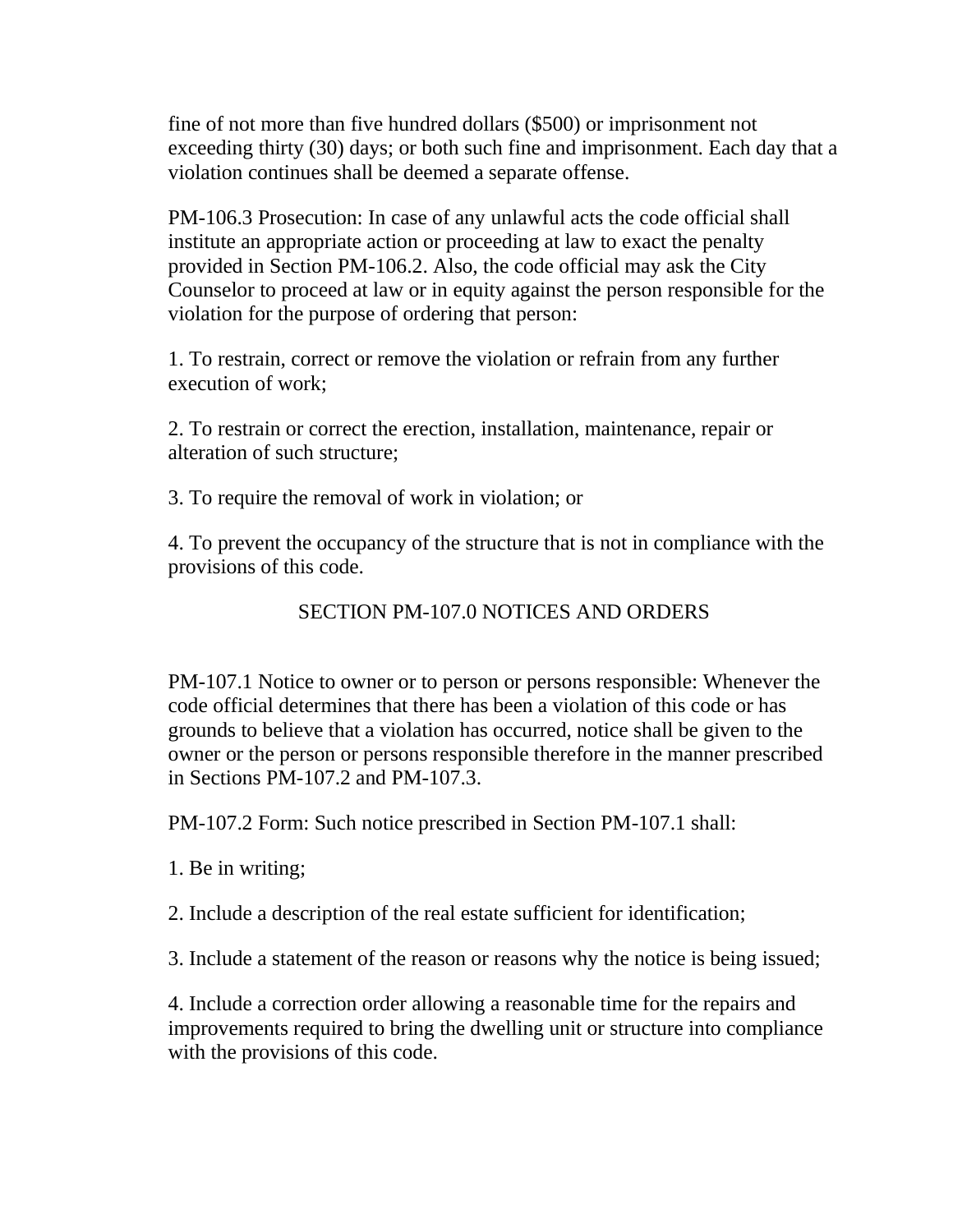fine of not more than five hundred dollars ($500) or imprisonment not exceeding thirty (30) days; or both such fine and imprisonment. Each day that a violation continues shall be deemed a separate offense.

PM-106.3 Prosecution: In case of any unlawful acts the code official shall institute an appropriate action or proceeding at law to exact the penalty provided in Section PM-106.2. Also, the code official may ask the City Counselor to proceed at law or in equity against the person responsible for the violation for the purpose of ordering that person:

1. To restrain, correct or remove the violation or refrain from any further execution of work;

2. To restrain or correct the erection, installation, maintenance, repair or alteration of such structure;

3. To require the removal of work in violation; or

4. To prevent the occupancy of the structure that is not in compliance with the provisions of this code.

## SECTION PM-107.0 NOTICES AND ORDERS

PM-107.1 Notice to owner or to person or persons responsible: Whenever the code official determines that there has been a violation of this code or has grounds to believe that a violation has occurred, notice shall be given to the owner or the person or persons responsible therefore in the manner prescribed in Sections PM-107.2 and PM-107.3.

PM-107.2 Form: Such notice prescribed in Section PM-107.1 shall:

1. Be in writing;

2. Include a description of the real estate sufficient for identification;

3. Include a statement of the reason or reasons why the notice is being issued;

4. Include a correction order allowing a reasonable time for the repairs and improvements required to bring the dwelling unit or structure into compliance with the provisions of this code.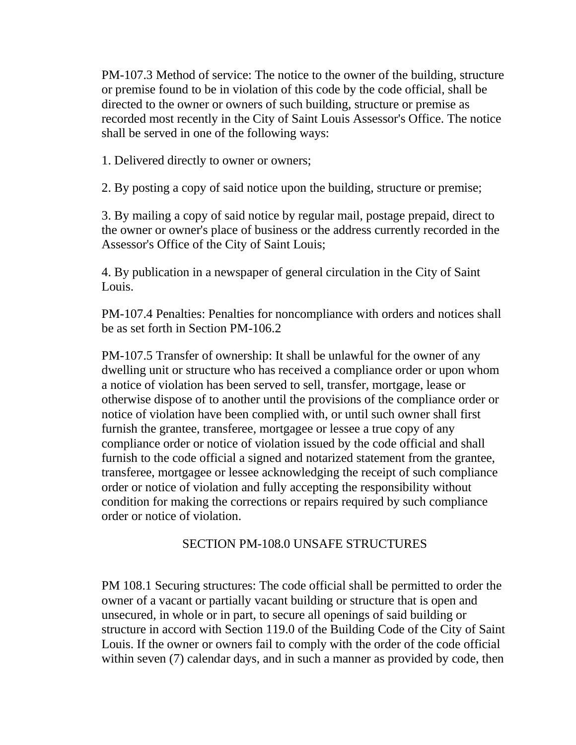PM-107.3 Method of service: The notice to the owner of the building, structure or premise found to be in violation of this code by the code official, shall be directed to the owner or owners of such building, structure or premise as recorded most recently in the City of Saint Louis Assessor's Office. The notice shall be served in one of the following ways:

1. Delivered directly to owner or owners;

2. By posting a copy of said notice upon the building, structure or premise;

3. By mailing a copy of said notice by regular mail, postage prepaid, direct to the owner or owner's place of business or the address currently recorded in the Assessor's Office of the City of Saint Louis;

4. By publication in a newspaper of general circulation in the City of Saint Louis.

PM-107.4 Penalties: Penalties for noncompliance with orders and notices shall be as set forth in Section PM-106.2

PM-107.5 Transfer of ownership: It shall be unlawful for the owner of any dwelling unit or structure who has received a compliance order or upon whom a notice of violation has been served to sell, transfer, mortgage, lease or otherwise dispose of to another until the provisions of the compliance order or notice of violation have been complied with, or until such owner shall first furnish the grantee, transferee, mortgagee or lessee a true copy of any compliance order or notice of violation issued by the code official and shall furnish to the code official a signed and notarized statement from the grantee, transferee, mortgagee or lessee acknowledging the receipt of such compliance order or notice of violation and fully accepting the responsibility without condition for making the corrections or repairs required by such compliance order or notice of violation.

## SECTION PM-108.0 UNSAFE STRUCTURES

PM 108.1 Securing structures: The code official shall be permitted to order the owner of a vacant or partially vacant building or structure that is open and unsecured, in whole or in part, to secure all openings of said building or structure in accord with Section 119.0 of the Building Code of the City of Saint Louis. If the owner or owners fail to comply with the order of the code official within seven (7) calendar days, and in such a manner as provided by code, then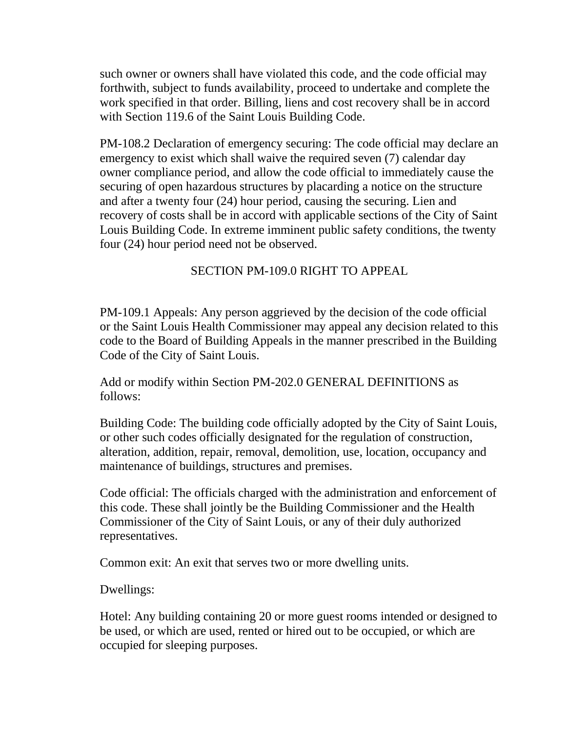such owner or owners shall have violated this code, and the code official may forthwith, subject to funds availability, proceed to undertake and complete the work specified in that order. Billing, liens and cost recovery shall be in accord with Section 119.6 of the Saint Louis Building Code.

PM-108.2 Declaration of emergency securing: The code official may declare an emergency to exist which shall waive the required seven (7) calendar day owner compliance period, and allow the code official to immediately cause the securing of open hazardous structures by placarding a notice on the structure and after a twenty four (24) hour period, causing the securing. Lien and recovery of costs shall be in accord with applicable sections of the City of Saint Louis Building Code. In extreme imminent public safety conditions, the twenty four (24) hour period need not be observed.

## SECTION PM-109.0 RIGHT TO APPEAL

PM-109.1 Appeals: Any person aggrieved by the decision of the code official or the Saint Louis Health Commissioner may appeal any decision related to this code to the Board of Building Appeals in the manner prescribed in the Building Code of the City of Saint Louis.

Add or modify within Section PM-202.0 GENERAL DEFINITIONS as follows:

Building Code: The building code officially adopted by the City of Saint Louis, or other such codes officially designated for the regulation of construction, alteration, addition, repair, removal, demolition, use, location, occupancy and maintenance of buildings, structures and premises.

Code official: The officials charged with the administration and enforcement of this code. These shall jointly be the Building Commissioner and the Health Commissioner of the City of Saint Louis, or any of their duly authorized representatives.

Common exit: An exit that serves two or more dwelling units.

Dwellings:

Hotel: Any building containing 20 or more guest rooms intended or designed to be used, or which are used, rented or hired out to be occupied, or which are occupied for sleeping purposes.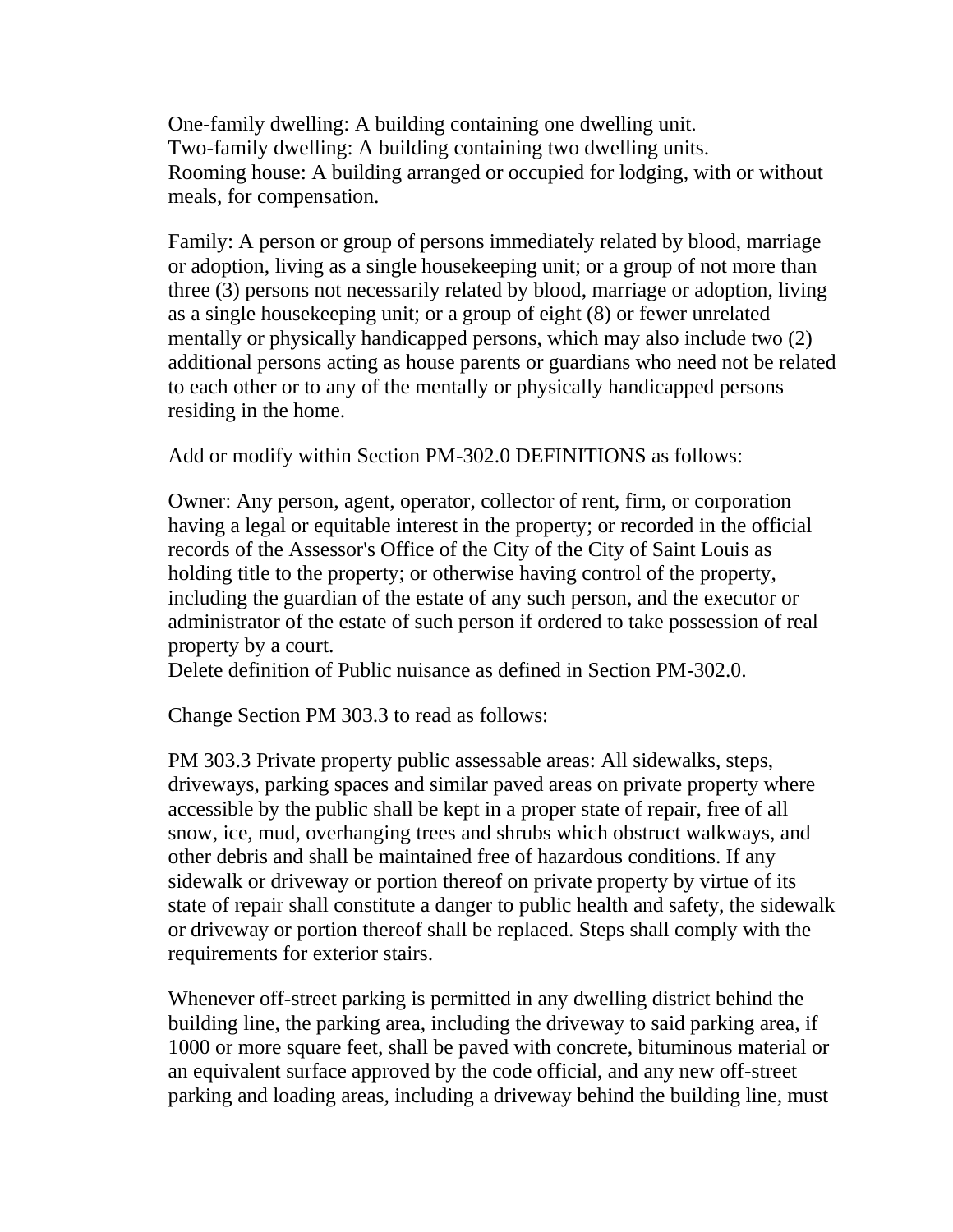One-family dwelling: A building containing one dwelling unit.
Two-family dwelling: A building containing two dwelling units.
Rooming house: A building arranged or occupied for lodging, with or without meals, for compensation.

Family: A person or group of persons immediately related by blood, marriage or adoption, living as a single housekeeping unit; or a group of not more than three (3) persons not necessarily related by blood, marriage or adoption, living as a single housekeeping unit; or a group of eight (8) or fewer unrelated mentally or physically handicapped persons, which may also include two (2) additional persons acting as house parents or guardians who need not be related to each other or to any of the mentally or physically handicapped persons residing in the home.

Add or modify within Section PM-302.0 DEFINITIONS as follows:

Owner: Any person, agent, operator, collector of rent, firm, or corporation having a legal or equitable interest in the property; or recorded in the official records of the Assessor's Office of the City of the City of Saint Louis as holding title to the property; or otherwise having control of the property, including the guardian of the estate of any such person, and the executor or administrator of the estate of such person if ordered to take possession of real property by a court.
Delete definition of Public nuisance as defined in Section PM-302.0.

Change Section PM 303.3 to read as follows:

PM 303.3 Private property public assessable areas: All sidewalks, steps, driveways, parking spaces and similar paved areas on private property where accessible by the public shall be kept in a proper state of repair, free of all snow, ice, mud, overhanging trees and shrubs which obstruct walkways, and other debris and shall be maintained free of hazardous conditions. If any sidewalk or driveway or portion thereof on private property by virtue of its state of repair shall constitute a danger to public health and safety, the sidewalk or driveway or portion thereof shall be replaced. Steps shall comply with the requirements for exterior stairs.

Whenever off-street parking is permitted in any dwelling district behind the building line, the parking area, including the driveway to said parking area, if 1000 or more square feet, shall be paved with concrete, bituminous material or an equivalent surface approved by the code official, and any new off-street parking and loading areas, including a driveway behind the building line, must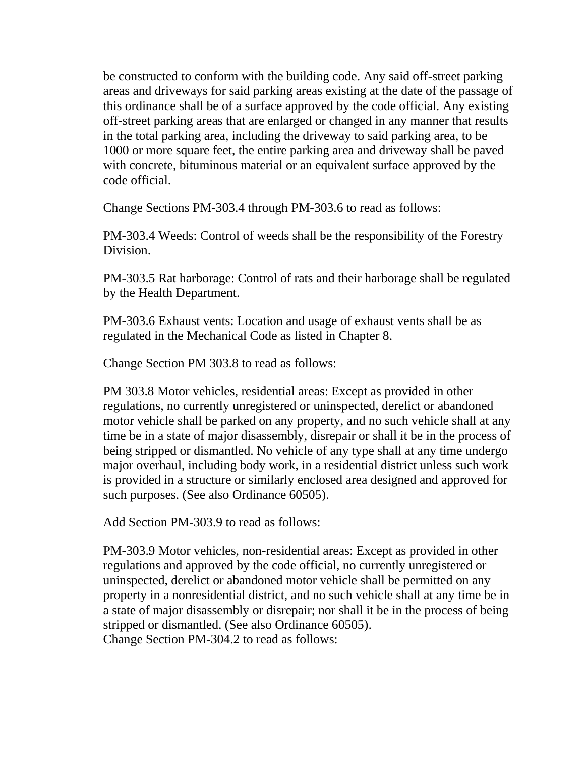be constructed to conform with the building code. Any said off-street parking areas and driveways for said parking areas existing at the date of the passage of this ordinance shall be of a surface approved by the code official. Any existing off-street parking areas that are enlarged or changed in any manner that results in the total parking area, including the driveway to said parking area, to be 1000 or more square feet, the entire parking area and driveway shall be paved with concrete, bituminous material or an equivalent surface approved by the code official.

Change Sections PM-303.4 through PM-303.6 to read as follows:

PM-303.4 Weeds: Control of weeds shall be the responsibility of the Forestry Division.

PM-303.5 Rat harborage: Control of rats and their harborage shall be regulated by the Health Department.

PM-303.6 Exhaust vents: Location and usage of exhaust vents shall be as regulated in the Mechanical Code as listed in Chapter 8.

Change Section PM 303.8 to read as follows:

PM 303.8 Motor vehicles, residential areas: Except as provided in other regulations, no currently unregistered or uninspected, derelict or abandoned motor vehicle shall be parked on any property, and no such vehicle shall at any time be in a state of major disassembly, disrepair or shall it be in the process of being stripped or dismantled. No vehicle of any type shall at any time undergo major overhaul, including body work, in a residential district unless such work is provided in a structure or similarly enclosed area designed and approved for such purposes. (See also Ordinance 60505).

Add Section PM-303.9 to read as follows:

PM-303.9 Motor vehicles, non-residential areas: Except as provided in other regulations and approved by the code official, no currently unregistered or uninspected, derelict or abandoned motor vehicle shall be permitted on any property in a nonresidential district, and no such vehicle shall at any time be in a state of major disassembly or disrepair; nor shall it be in the process of being stripped or dismantled. (See also Ordinance 60505).

Change Section PM-304.2 to read as follows: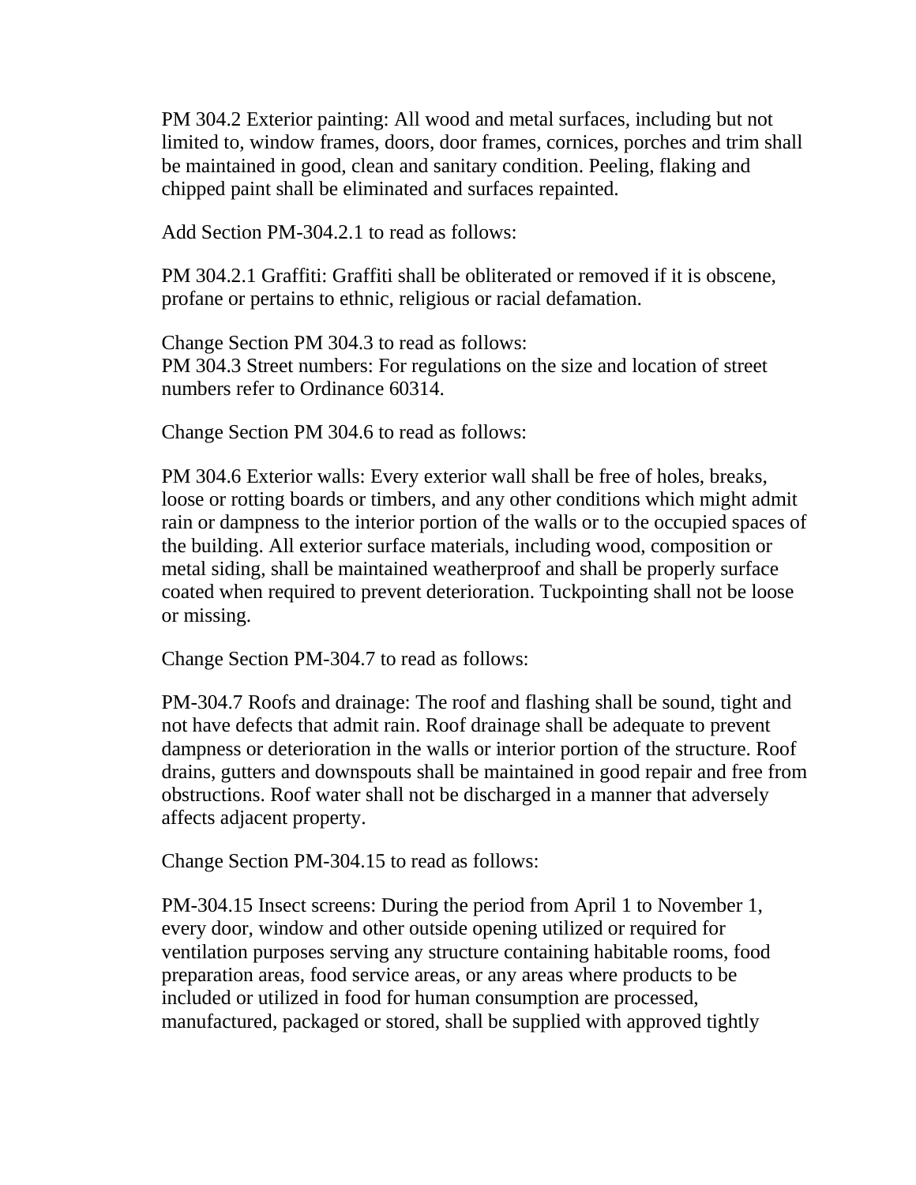PM 304.2 Exterior painting: All wood and metal surfaces, including but not limited to, window frames, doors, door frames, cornices, porches and trim shall be maintained in good, clean and sanitary condition. Peeling, flaking and chipped paint shall be eliminated and surfaces repainted.

Add Section PM-304.2.1 to read as follows:

PM 304.2.1 Graffiti: Graffiti shall be obliterated or removed if it is obscene, profane or pertains to ethnic, religious or racial defamation.

Change Section PM 304.3 to read as follows:
PM 304.3 Street numbers: For regulations on the size and location of street numbers refer to Ordinance 60314.

Change Section PM 304.6 to read as follows:

PM 304.6 Exterior walls: Every exterior wall shall be free of holes, breaks, loose or rotting boards or timbers, and any other conditions which might admit rain or dampness to the interior portion of the walls or to the occupied spaces of the building. All exterior surface materials, including wood, composition or metal siding, shall be maintained weatherproof and shall be properly surface coated when required to prevent deterioration. Tuckpointing shall not be loose or missing.

Change Section PM-304.7 to read as follows:

PM-304.7 Roofs and drainage: The roof and flashing shall be sound, tight and not have defects that admit rain. Roof drainage shall be adequate to prevent dampness or deterioration in the walls or interior portion of the structure. Roof drains, gutters and downspouts shall be maintained in good repair and free from obstructions. Roof water shall not be discharged in a manner that adversely affects adjacent property.

Change Section PM-304.15 to read as follows:

PM-304.15 Insect screens: During the period from April 1 to November 1, every door, window and other outside opening utilized or required for ventilation purposes serving any structure containing habitable rooms, food preparation areas, food service areas, or any areas where products to be included or utilized in food for human consumption are processed, manufactured, packaged or stored, shall be supplied with approved tightly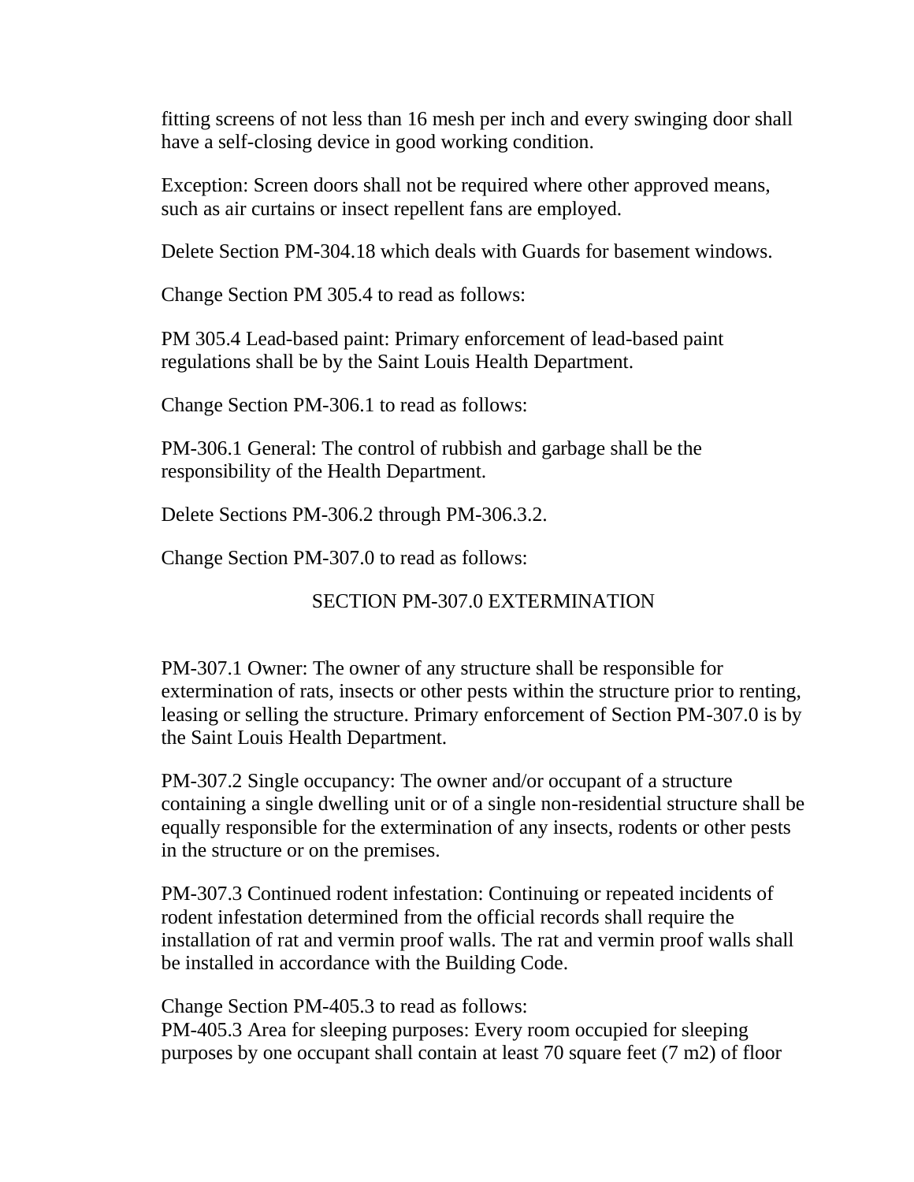fitting screens of not less than 16 mesh per inch and every swinging door shall have a self-closing device in good working condition.

Exception: Screen doors shall not be required where other approved means, such as air curtains or insect repellent fans are employed.

Delete Section PM-304.18 which deals with Guards for basement windows.

Change Section PM 305.4 to read as follows:

PM 305.4 Lead-based paint: Primary enforcement of lead-based paint regulations shall be by the Saint Louis Health Department.

Change Section PM-306.1 to read as follows:

PM-306.1 General: The control of rubbish and garbage shall be the responsibility of the Health Department.

Delete Sections PM-306.2 through PM-306.3.2.

Change Section PM-307.0 to read as follows:

SECTION PM-307.0 EXTERMINATION

PM-307.1 Owner: The owner of any structure shall be responsible for extermination of rats, insects or other pests within the structure prior to renting, leasing or selling the structure. Primary enforcement of Section PM-307.0 is by the Saint Louis Health Department.

PM-307.2 Single occupancy: The owner and/or occupant of a structure containing a single dwelling unit or of a single non-residential structure shall be equally responsible for the extermination of any insects, rodents or other pests in the structure or on the premises.

PM-307.3 Continued rodent infestation: Continuing or repeated incidents of rodent infestation determined from the official records shall require the installation of rat and vermin proof walls. The rat and vermin proof walls shall be installed in accordance with the Building Code.

Change Section PM-405.3 to read as follows:

PM-405.3 Area for sleeping purposes: Every room occupied for sleeping purposes by one occupant shall contain at least 70 square feet (7 m2) of floor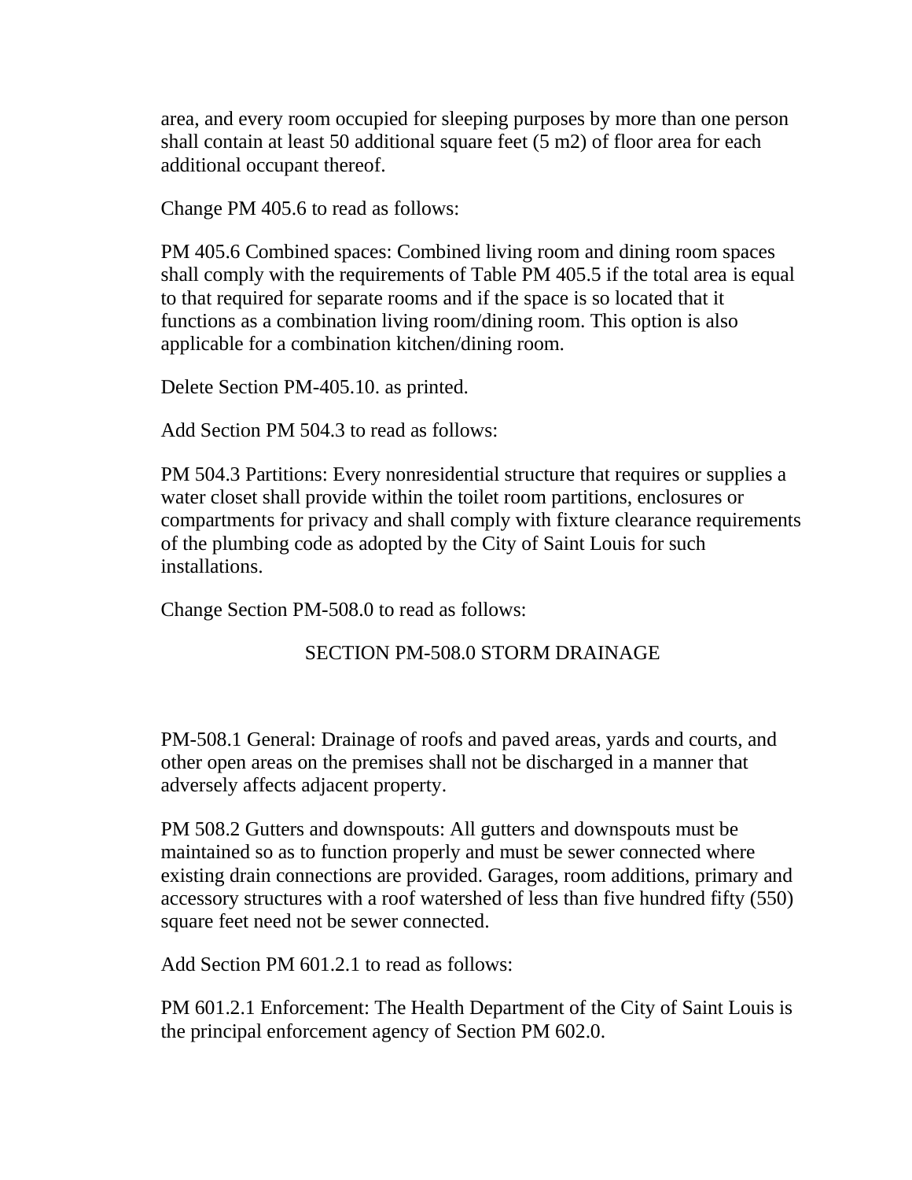area, and every room occupied for sleeping purposes by more than one person shall contain at least 50 additional square feet (5 m2) of floor area for each additional occupant thereof.

Change PM 405.6 to read as follows:

PM 405.6 Combined spaces: Combined living room and dining room spaces shall comply with the requirements of Table PM 405.5 if the total area is equal to that required for separate rooms and if the space is so located that it functions as a combination living room/dining room. This option is also applicable for a combination kitchen/dining room.

Delete Section PM-405.10. as printed.

Add Section PM 504.3 to read as follows:

PM 504.3 Partitions: Every nonresidential structure that requires or supplies a water closet shall provide within the toilet room partitions, enclosures or compartments for privacy and shall comply with fixture clearance requirements of the plumbing code as adopted by the City of Saint Louis for such installations.

Change Section PM-508.0 to read as follows:

SECTION PM-508.0 STORM DRAINAGE

PM-508.1 General: Drainage of roofs and paved areas, yards and courts, and other open areas on the premises shall not be discharged in a manner that adversely affects adjacent property.

PM 508.2 Gutters and downspouts: All gutters and downspouts must be maintained so as to function properly and must be sewer connected where existing drain connections are provided. Garages, room additions, primary and accessory structures with a roof watershed of less than five hundred fifty (550) square feet need not be sewer connected.

Add Section PM 601.2.1 to read as follows:

PM 601.2.1 Enforcement: The Health Department of the City of Saint Louis is the principal enforcement agency of Section PM 602.0.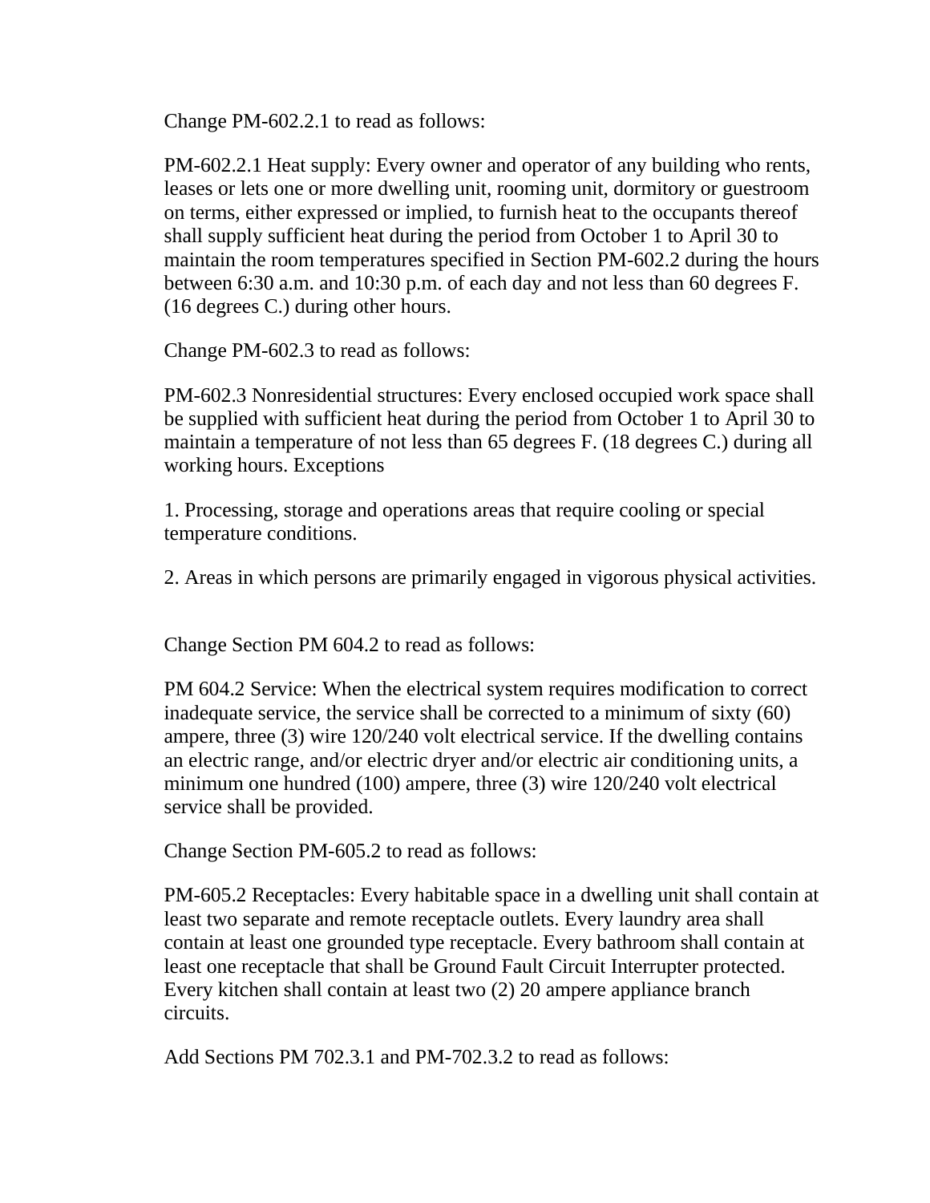Change PM-602.2.1 to read as follows:

PM-602.2.1 Heat supply: Every owner and operator of any building who rents, leases or lets one or more dwelling unit, rooming unit, dormitory or guestroom on terms, either expressed or implied, to furnish heat to the occupants thereof shall supply sufficient heat during the period from October 1 to April 30 to maintain the room temperatures specified in Section PM-602.2 during the hours between 6:30 a.m. and 10:30 p.m. of each day and not less than 60 degrees F. (16 degrees C.) during other hours.

Change PM-602.3 to read as follows:

PM-602.3 Nonresidential structures: Every enclosed occupied work space shall be supplied with sufficient heat during the period from October 1 to April 30 to maintain a temperature of not less than 65 degrees F. (18 degrees C.) during all working hours. Exceptions

1. Processing, storage and operations areas that require cooling or special temperature conditions.

2. Areas in which persons are primarily engaged in vigorous physical activities.

Change Section PM 604.2 to read as follows:

PM 604.2 Service: When the electrical system requires modification to correct inadequate service, the service shall be corrected to a minimum of sixty (60) ampere, three (3) wire 120/240 volt electrical service. If the dwelling contains an electric range, and/or electric dryer and/or electric air conditioning units, a minimum one hundred (100) ampere, three (3) wire 120/240 volt electrical service shall be provided.

Change Section PM-605.2 to read as follows:

PM-605.2 Receptacles: Every habitable space in a dwelling unit shall contain at least two separate and remote receptacle outlets. Every laundry area shall contain at least one grounded type receptacle. Every bathroom shall contain at least one receptacle that shall be Ground Fault Circuit Interrupter protected. Every kitchen shall contain at least two (2) 20 ampere appliance branch circuits.

Add Sections PM 702.3.1 and PM-702.3.2 to read as follows: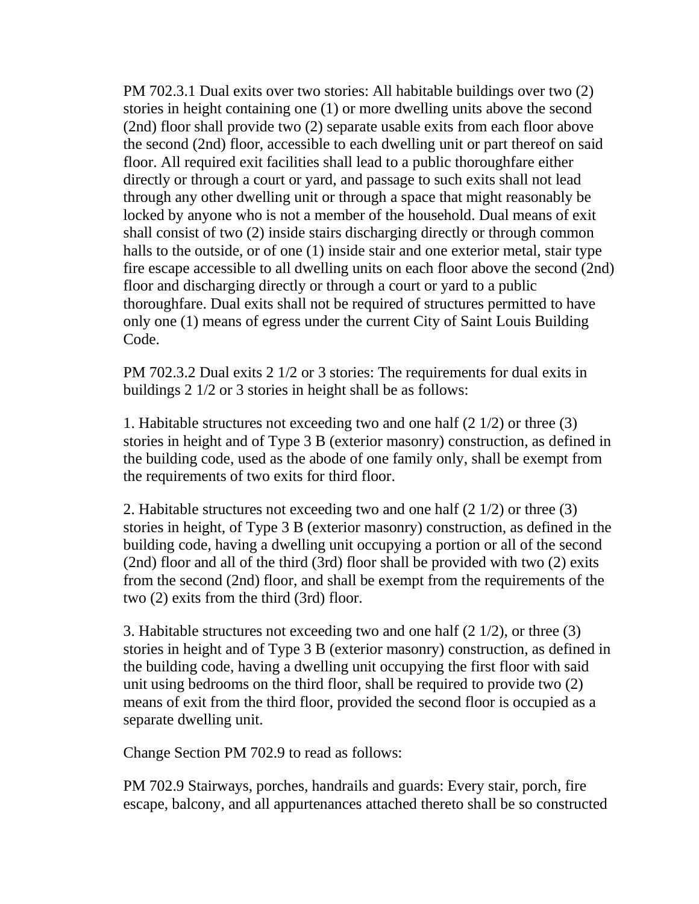PM 702.3.1 Dual exits over two stories: All habitable buildings over two (2) stories in height containing one (1) or more dwelling units above the second (2nd) floor shall provide two (2) separate usable exits from each floor above the second (2nd) floor, accessible to each dwelling unit or part thereof on said floor. All required exit facilities shall lead to a public thoroughfare either directly or through a court or yard, and passage to such exits shall not lead through any other dwelling unit or through a space that might reasonably be locked by anyone who is not a member of the household. Dual means of exit shall consist of two (2) inside stairs discharging directly or through common halls to the outside, or of one (1) inside stair and one exterior metal, stair type fire escape accessible to all dwelling units on each floor above the second (2nd) floor and discharging directly or through a court or yard to a public thoroughfare. Dual exits shall not be required of structures permitted to have only one (1) means of egress under the current City of Saint Louis Building Code.

PM 702.3.2 Dual exits 2 1/2 or 3 stories: The requirements for dual exits in buildings 2 1/2 or 3 stories in height shall be as follows:

1. Habitable structures not exceeding two and one half (2 1/2) or three (3) stories in height and of Type 3 B (exterior masonry) construction, as defined in the building code, used as the abode of one family only, shall be exempt from the requirements of two exits for third floor.

2. Habitable structures not exceeding two and one half (2 1/2) or three (3) stories in height, of Type 3 B (exterior masonry) construction, as defined in the building code, having a dwelling unit occupying a portion or all of the second (2nd) floor and all of the third (3rd) floor shall be provided with two (2) exits from the second (2nd) floor, and shall be exempt from the requirements of the two (2) exits from the third (3rd) floor.

3. Habitable structures not exceeding two and one half (2 1/2), or three (3) stories in height and of Type 3 B (exterior masonry) construction, as defined in the building code, having a dwelling unit occupying the first floor with said unit using bedrooms on the third floor, shall be required to provide two (2) means of exit from the third floor, provided the second floor is occupied as a separate dwelling unit.

Change Section PM 702.9 to read as follows:

PM 702.9 Stairways, porches, handrails and guards: Every stair, porch, fire escape, balcony, and all appurtenances attached thereto shall be so constructed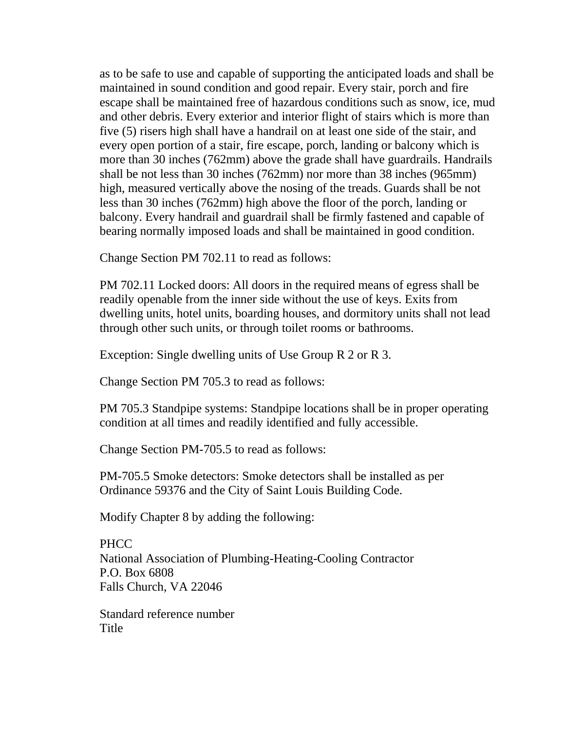as to be safe to use and capable of supporting the anticipated loads and shall be maintained in sound condition and good repair. Every stair, porch and fire escape shall be maintained free of hazardous conditions such as snow, ice, mud and other debris. Every exterior and interior flight of stairs which is more than five (5) risers high shall have a handrail on at least one side of the stair, and every open portion of a stair, fire escape, porch, landing or balcony which is more than 30 inches (762mm) above the grade shall have guardrails. Handrails shall be not less than 30 inches (762mm) nor more than 38 inches (965mm) high, measured vertically above the nosing of the treads. Guards shall be not less than 30 inches (762mm) high above the floor of the porch, landing or balcony. Every handrail and guardrail shall be firmly fastened and capable of bearing normally imposed loads and shall be maintained in good condition.

Change Section PM 702.11 to read as follows:

PM 702.11 Locked doors: All doors in the required means of egress shall be readily openable from the inner side without the use of keys. Exits from dwelling units, hotel units, boarding houses, and dormitory units shall not lead through other such units, or through toilet rooms or bathrooms.

Exception: Single dwelling units of Use Group R 2 or R 3.

Change Section PM 705.3 to read as follows:

PM 705.3 Standpipe systems: Standpipe locations shall be in proper operating condition at all times and readily identified and fully accessible.

Change Section PM-705.5 to read as follows:

PM-705.5 Smoke detectors: Smoke detectors shall be installed as per Ordinance 59376 and the City of Saint Louis Building Code.

Modify Chapter 8 by adding the following:

PHCC  
National Association of Plumbing-Heating-Cooling Contractor  
P.O. Box 6808  
Falls Church, VA 22046

Standard reference number  
Title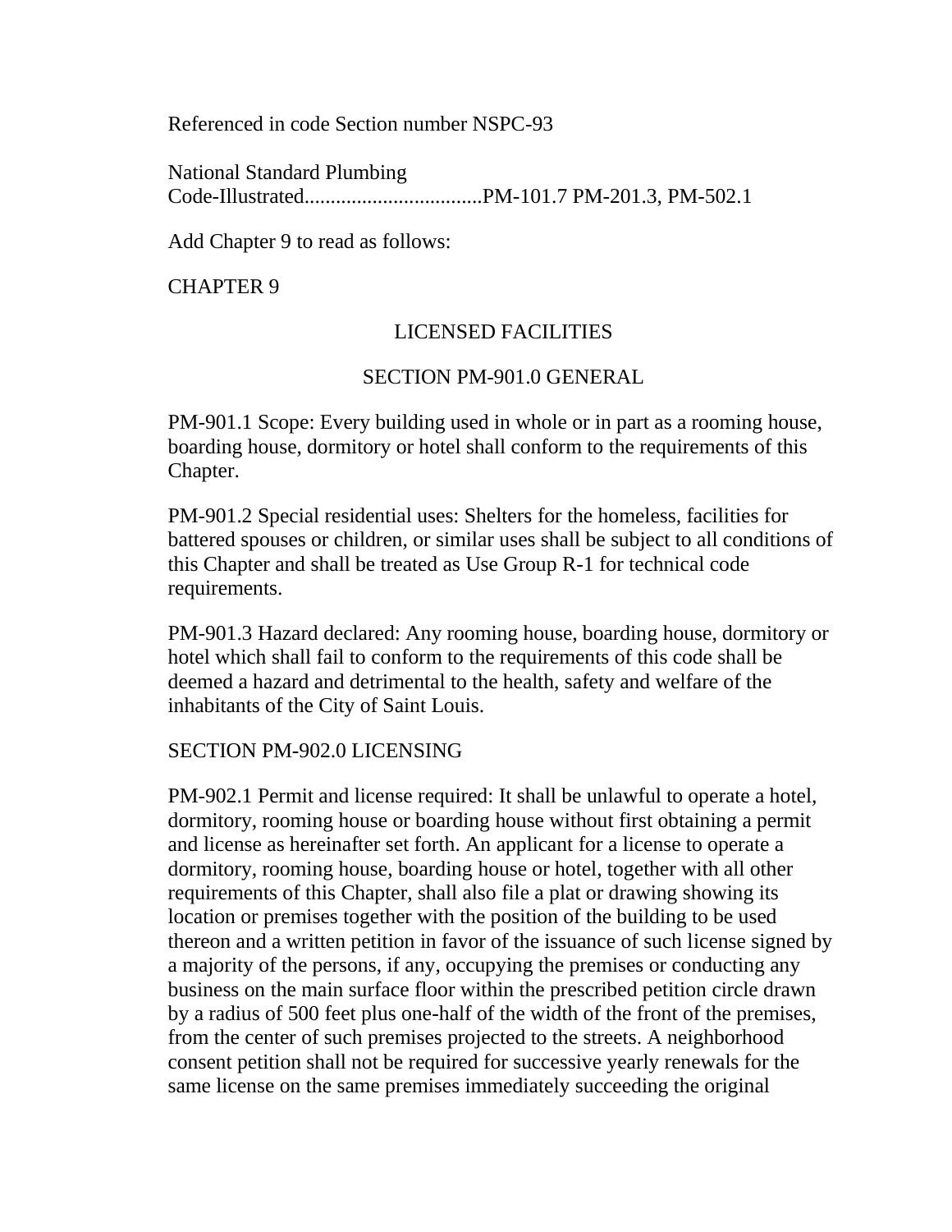Referenced in code Section number NSPC-93

National Standard Plumbing Code-Illustrated..................................PM-101.7 PM-201.3, PM-502.1

Add Chapter 9 to read as follows:

CHAPTER 9

# LICENSED FACILITIES

## SECTION PM-901.0 GENERAL

PM-901.1 Scope: Every building used in whole or in part as a rooming house, boarding house, dormitory or hotel shall conform to the requirements of this Chapter.

PM-901.2 Special residential uses: Shelters for the homeless, facilities for battered spouses or children, or similar uses shall be subject to all conditions of this Chapter and shall be treated as Use Group R-1 for technical code requirements.

PM-901.3 Hazard declared: Any rooming house, boarding house, dormitory or hotel which shall fail to conform to the requirements of this code shall be deemed a hazard and detrimental to the health, safety and welfare of the inhabitants of the City of Saint Louis.

## SECTION PM-902.0 LICENSING

PM-902.1 Permit and license required: It shall be unlawful to operate a hotel, dormitory, rooming house or boarding house without first obtaining a permit and license as hereinafter set forth. An applicant for a license to operate a dormitory, rooming house, boarding house or hotel, together with all other requirements of this Chapter, shall also file a plat or drawing showing its location or premises together with the position of the building to be used thereon and a written petition in favor of the issuance of such license signed by a majority of the persons, if any, occupying the premises or conducting any business on the main surface floor within the prescribed petition circle drawn by a radius of 500 feet plus one-half of the width of the front of the premises, from the center of such premises projected to the streets. A neighborhood consent petition shall not be required for successive yearly renewals for the same license on the same premises immediately succeeding the original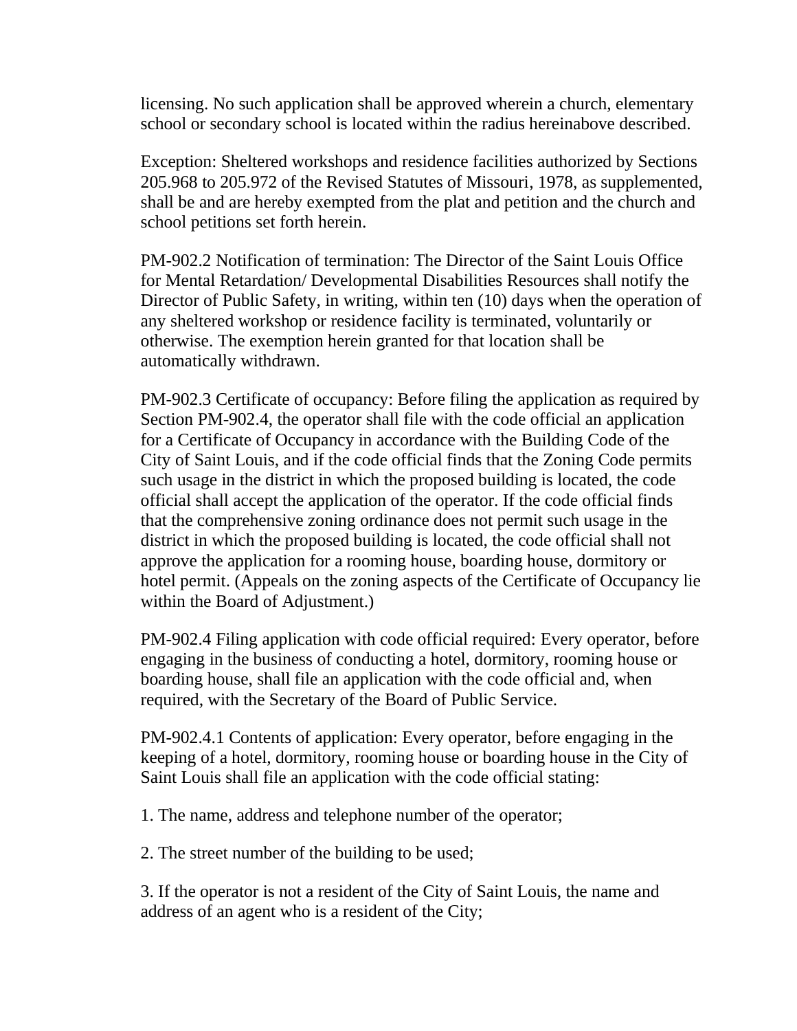licensing. No such application shall be approved wherein a church, elementary school or secondary school is located within the radius hereinabove described.

Exception: Sheltered workshops and residence facilities authorized by Sections 205.968 to 205.972 of the Revised Statutes of Missouri, 1978, as supplemented, shall be and are hereby exempted from the plat and petition and the church and school petitions set forth herein.

PM-902.2 Notification of termination: The Director of the Saint Louis Office for Mental Retardation/ Developmental Disabilities Resources shall notify the Director of Public Safety, in writing, within ten (10) days when the operation of any sheltered workshop or residence facility is terminated, voluntarily or otherwise. The exemption herein granted for that location shall be automatically withdrawn.

PM-902.3 Certificate of occupancy: Before filing the application as required by Section PM-902.4, the operator shall file with the code official an application for a Certificate of Occupancy in accordance with the Building Code of the City of Saint Louis, and if the code official finds that the Zoning Code permits such usage in the district in which the proposed building is located, the code official shall accept the application of the operator. If the code official finds that the comprehensive zoning ordinance does not permit such usage in the district in which the proposed building is located, the code official shall not approve the application for a rooming house, boarding house, dormitory or hotel permit. (Appeals on the zoning aspects of the Certificate of Occupancy lie within the Board of Adjustment.)

PM-902.4 Filing application with code official required: Every operator, before engaging in the business of conducting a hotel, dormitory, rooming house or boarding house, shall file an application with the code official and, when required, with the Secretary of the Board of Public Service.

PM-902.4.1 Contents of application: Every operator, before engaging in the keeping of a hotel, dormitory, rooming house or boarding house in the City of Saint Louis shall file an application with the code official stating:

1. The name, address and telephone number of the operator;

2. The street number of the building to be used;

3. If the operator is not a resident of the City of Saint Louis, the name and address of an agent who is a resident of the City;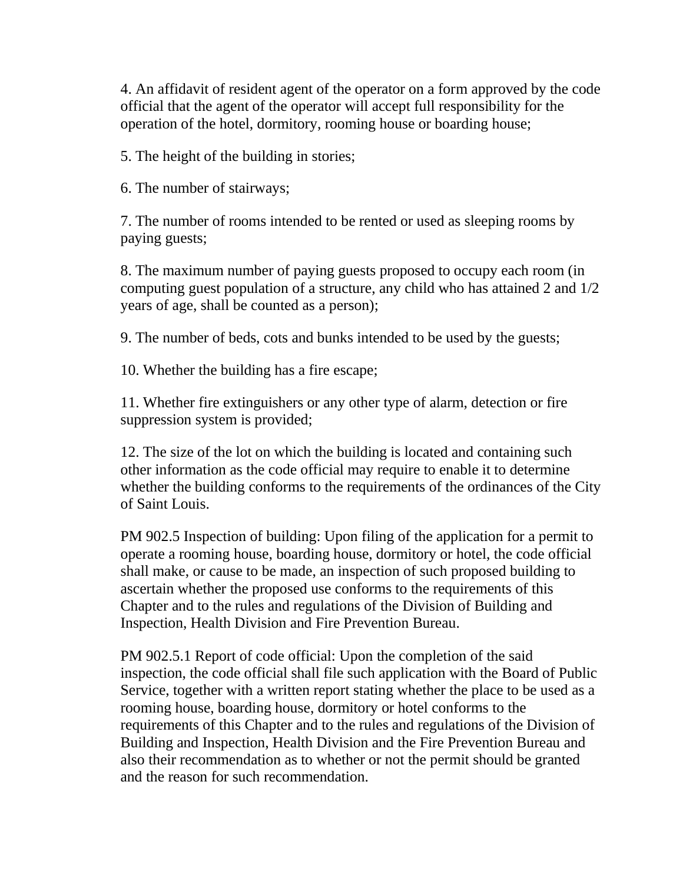4. An affidavit of resident agent of the operator on a form approved by the code official that the agent of the operator will accept full responsibility for the operation of the hotel, dormitory, rooming house or boarding house;

5. The height of the building in stories;

6. The number of stairways;

7. The number of rooms intended to be rented or used as sleeping rooms by paying guests;

8. The maximum number of paying guests proposed to occupy each room (in computing guest population of a structure, any child who has attained 2 and 1/2 years of age, shall be counted as a person);

9. The number of beds, cots and bunks intended to be used by the guests;

10. Whether the building has a fire escape;

11. Whether fire extinguishers or any other type of alarm, detection or fire suppression system is provided;

12. The size of the lot on which the building is located and containing such other information as the code official may require to enable it to determine whether the building conforms to the requirements of the ordinances of the City of Saint Louis.

PM 902.5 Inspection of building: Upon filing of the application for a permit to operate a rooming house, boarding house, dormitory or hotel, the code official shall make, or cause to be made, an inspection of such proposed building to ascertain whether the proposed use conforms to the requirements of this Chapter and to the rules and regulations of the Division of Building and Inspection, Health Division and Fire Prevention Bureau.

PM 902.5.1 Report of code official: Upon the completion of the said inspection, the code official shall file such application with the Board of Public Service, together with a written report stating whether the place to be used as a rooming house, boarding house, dormitory or hotel conforms to the requirements of this Chapter and to the rules and regulations of the Division of Building and Inspection, Health Division and the Fire Prevention Bureau and also their recommendation as to whether or not the permit should be granted and the reason for such recommendation.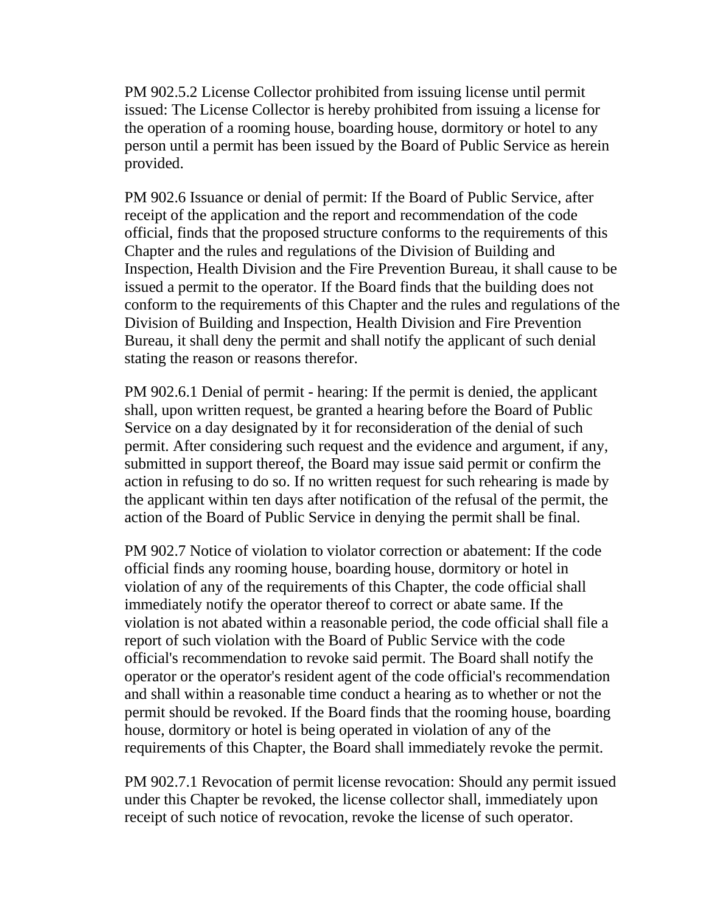PM 902.5.2 License Collector prohibited from issuing license until permit issued: The License Collector is hereby prohibited from issuing a license for the operation of a rooming house, boarding house, dormitory or hotel to any person until a permit has been issued by the Board of Public Service as herein provided.

PM 902.6 Issuance or denial of permit: If the Board of Public Service, after receipt of the application and the report and recommendation of the code official, finds that the proposed structure conforms to the requirements of this Chapter and the rules and regulations of the Division of Building and Inspection, Health Division and the Fire Prevention Bureau, it shall cause to be issued a permit to the operator. If the Board finds that the building does not conform to the requirements of this Chapter and the rules and regulations of the Division of Building and Inspection, Health Division and Fire Prevention Bureau, it shall deny the permit and shall notify the applicant of such denial stating the reason or reasons therefor.

PM 902.6.1 Denial of permit - hearing: If the permit is denied, the applicant shall, upon written request, be granted a hearing before the Board of Public Service on a day designated by it for reconsideration of the denial of such permit. After considering such request and the evidence and argument, if any, submitted in support thereof, the Board may issue said permit or confirm the action in refusing to do so. If no written request for such rehearing is made by the applicant within ten days after notification of the refusal of the permit, the action of the Board of Public Service in denying the permit shall be final.

PM 902.7 Notice of violation to violator correction or abatement: If the code official finds any rooming house, boarding house, dormitory or hotel in violation of any of the requirements of this Chapter, the code official shall immediately notify the operator thereof to correct or abate same. If the violation is not abated within a reasonable period, the code official shall file a report of such violation with the Board of Public Service with the code official's recommendation to revoke said permit. The Board shall notify the operator or the operator's resident agent of the code official's recommendation and shall within a reasonable time conduct a hearing as to whether or not the permit should be revoked. If the Board finds that the rooming house, boarding house, dormitory or hotel is being operated in violation of any of the requirements of this Chapter, the Board shall immediately revoke the permit.

PM 902.7.1 Revocation of permit license revocation: Should any permit issued under this Chapter be revoked, the license collector shall, immediately upon receipt of such notice of revocation, revoke the license of such operator.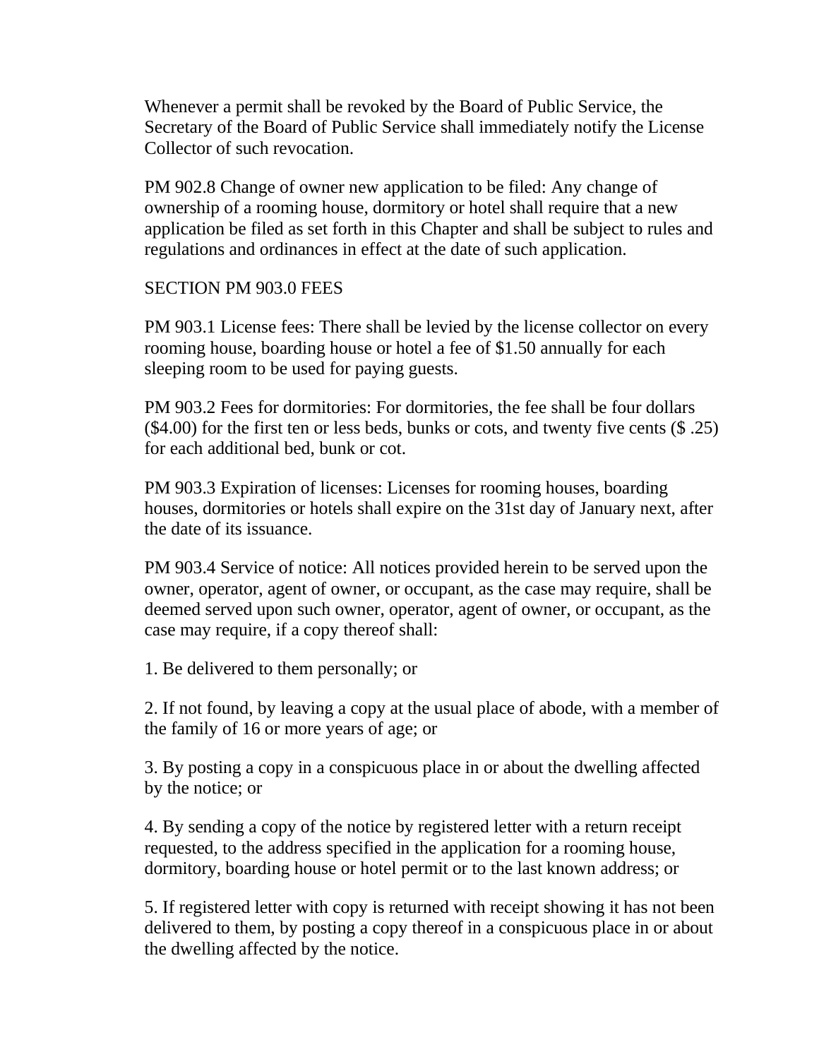Whenever a permit shall be revoked by the Board of Public Service, the Secretary of the Board of Public Service shall immediately notify the License Collector of such revocation.

PM 902.8 Change of owner new application to be filed: Any change of ownership of a rooming house, dormitory or hotel shall require that a new application be filed as set forth in this Chapter and shall be subject to rules and regulations and ordinances in effect at the date of such application.

## SECTION PM 903.0 FEES

PM 903.1 License fees: There shall be levied by the license collector on every rooming house, boarding house or hotel a fee of $1.50 annually for each sleeping room to be used for paying guests.

PM 903.2 Fees for dormitories: For dormitories, the fee shall be four dollars ($4.00) for the first ten or less beds, bunks or cots, and twenty five cents ($ .25) for each additional bed, bunk or cot.

PM 903.3 Expiration of licenses: Licenses for rooming houses, boarding houses, dormitories or hotels shall expire on the 31st day of January next, after the date of its issuance.

PM 903.4 Service of notice: All notices provided herein to be served upon the owner, operator, agent of owner, or occupant, as the case may require, shall be deemed served upon such owner, operator, agent of owner, or occupant, as the case may require, if a copy thereof shall:

1. Be delivered to them personally; or

2. If not found, by leaving a copy at the usual place of abode, with a member of the family of 16 or more years of age; or

3. By posting a copy in a conspicuous place in or about the dwelling affected by the notice; or

4. By sending a copy of the notice by registered letter with a return receipt requested, to the address specified in the application for a rooming house, dormitory, boarding house or hotel permit or to the last known address; or

5. If registered letter with copy is returned with receipt showing it has not been delivered to them, by posting a copy thereof in a conspicuous place in or about the dwelling affected by the notice.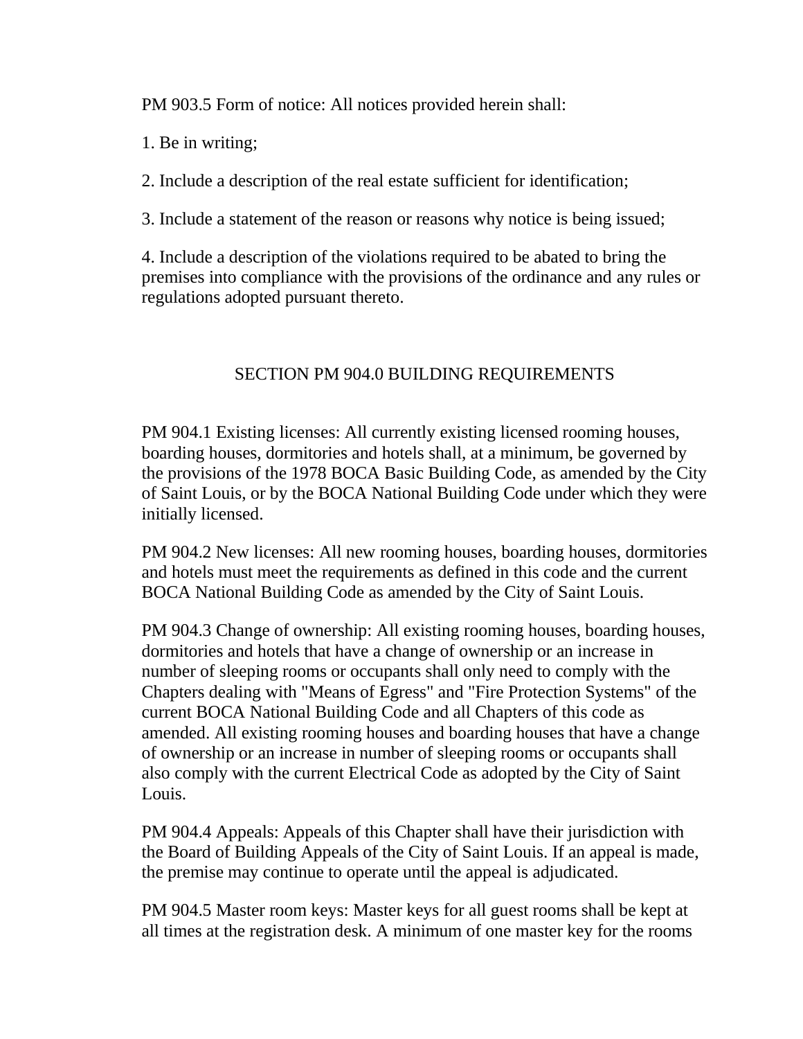PM 903.5 Form of notice: All notices provided herein shall:

1. Be in writing;

2. Include a description of the real estate sufficient for identification;

3. Include a statement of the reason or reasons why notice is being issued;

4. Include a description of the violations required to be abated to bring the premises into compliance with the provisions of the ordinance and any rules or regulations adopted pursuant thereto.

## SECTION PM 904.0 BUILDING REQUIREMENTS

PM 904.1 Existing licenses: All currently existing licensed rooming houses, boarding houses, dormitories and hotels shall, at a minimum, be governed by the provisions of the 1978 BOCA Basic Building Code, as amended by the City of Saint Louis, or by the BOCA National Building Code under which they were initially licensed.

PM 904.2 New licenses: All new rooming houses, boarding houses, dormitories and hotels must meet the requirements as defined in this code and the current BOCA National Building Code as amended by the City of Saint Louis.

PM 904.3 Change of ownership: All existing rooming houses, boarding houses, dormitories and hotels that have a change of ownership or an increase in number of sleeping rooms or occupants shall only need to comply with the Chapters dealing with "Means of Egress" and "Fire Protection Systems" of the current BOCA National Building Code and all Chapters of this code as amended. All existing rooming houses and boarding houses that have a change of ownership or an increase in number of sleeping rooms or occupants shall also comply with the current Electrical Code as adopted by the City of Saint Louis.

PM 904.4 Appeals: Appeals of this Chapter shall have their jurisdiction with the Board of Building Appeals of the City of Saint Louis. If an appeal is made, the premise may continue to operate until the appeal is adjudicated.

PM 904.5 Master room keys: Master keys for all guest rooms shall be kept at all times at the registration desk. A minimum of one master key for the rooms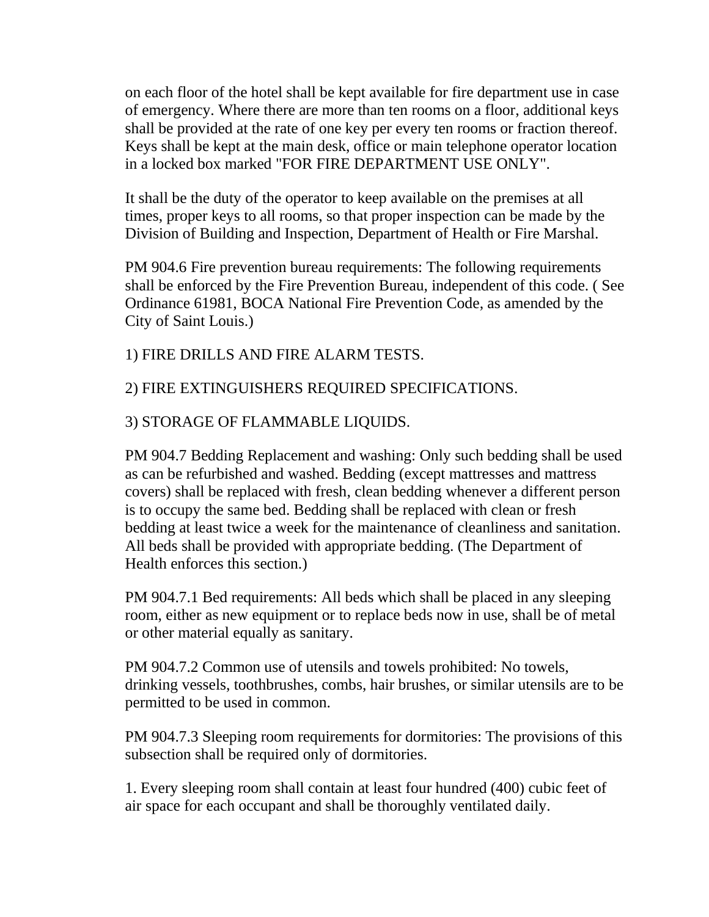on each floor of the hotel shall be kept available for fire department use in case of emergency. Where there are more than ten rooms on a floor, additional keys shall be provided at the rate of one key per every ten rooms or fraction thereof. Keys shall be kept at the main desk, office or main telephone operator location in a locked box marked "FOR FIRE DEPARTMENT USE ONLY".

It shall be the duty of the operator to keep available on the premises at all times, proper keys to all rooms, so that proper inspection can be made by the Division of Building and Inspection, Department of Health or Fire Marshal.

PM 904.6 Fire prevention bureau requirements: The following requirements shall be enforced by the Fire Prevention Bureau, independent of this code. ( See Ordinance 61981, BOCA National Fire Prevention Code, as amended by the City of Saint Louis.)

1) FIRE DRILLS AND FIRE ALARM TESTS.

2) FIRE EXTINGUISHERS REQUIRED SPECIFICATIONS.

3) STORAGE OF FLAMMABLE LIQUIDS.

PM 904.7 Bedding Replacement and washing: Only such bedding shall be used as can be refurbished and washed. Bedding (except mattresses and mattress covers) shall be replaced with fresh, clean bedding whenever a different person is to occupy the same bed. Bedding shall be replaced with clean or fresh bedding at least twice a week for the maintenance of cleanliness and sanitation. All beds shall be provided with appropriate bedding. (The Department of Health enforces this section.)

PM 904.7.1 Bed requirements: All beds which shall be placed in any sleeping room, either as new equipment or to replace beds now in use, shall be of metal or other material equally as sanitary.

PM 904.7.2 Common use of utensils and towels prohibited: No towels, drinking vessels, toothbrushes, combs, hair brushes, or similar utensils are to be permitted to be used in common.

PM 904.7.3 Sleeping room requirements for dormitories: The provisions of this subsection shall be required only of dormitories.

1. Every sleeping room shall contain at least four hundred (400) cubic feet of air space for each occupant and shall be thoroughly ventilated daily.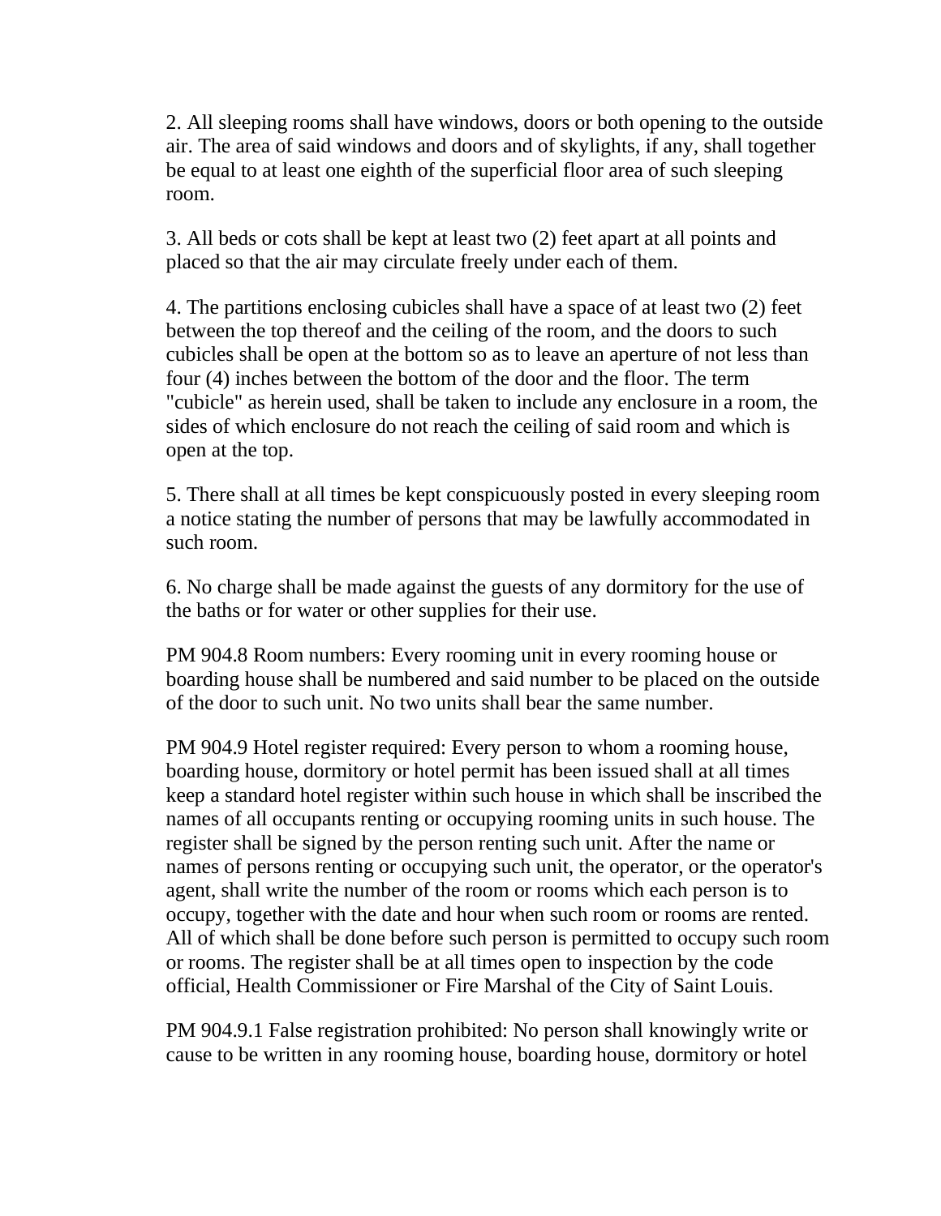2. All sleeping rooms shall have windows, doors or both opening to the outside air. The area of said windows and doors and of skylights, if any, shall together be equal to at least one eighth of the superficial floor area of such sleeping room.

3. All beds or cots shall be kept at least two (2) feet apart at all points and placed so that the air may circulate freely under each of them.

4. The partitions enclosing cubicles shall have a space of at least two (2) feet between the top thereof and the ceiling of the room, and the doors to such cubicles shall be open at the bottom so as to leave an aperture of not less than four (4) inches between the bottom of the door and the floor. The term "cubicle" as herein used, shall be taken to include any enclosure in a room, the sides of which enclosure do not reach the ceiling of said room and which is open at the top.

5. There shall at all times be kept conspicuously posted in every sleeping room a notice stating the number of persons that may be lawfully accommodated in such room.

6. No charge shall be made against the guests of any dormitory for the use of the baths or for water or other supplies for their use.

PM 904.8 Room numbers: Every rooming unit in every rooming house or boarding house shall be numbered and said number to be placed on the outside of the door to such unit. No two units shall bear the same number.

PM 904.9 Hotel register required: Every person to whom a rooming house, boarding house, dormitory or hotel permit has been issued shall at all times keep a standard hotel register within such house in which shall be inscribed the names of all occupants renting or occupying rooming units in such house. The register shall be signed by the person renting such unit. After the name or names of persons renting or occupying such unit, the operator, or the operator's agent, shall write the number of the room or rooms which each person is to occupy, together with the date and hour when such room or rooms are rented. All of which shall be done before such person is permitted to occupy such room or rooms. The register shall be at all times open to inspection by the code official, Health Commissioner or Fire Marshal of the City of Saint Louis.

PM 904.9.1 False registration prohibited: No person shall knowingly write or cause to be written in any rooming house, boarding house, dormitory or hotel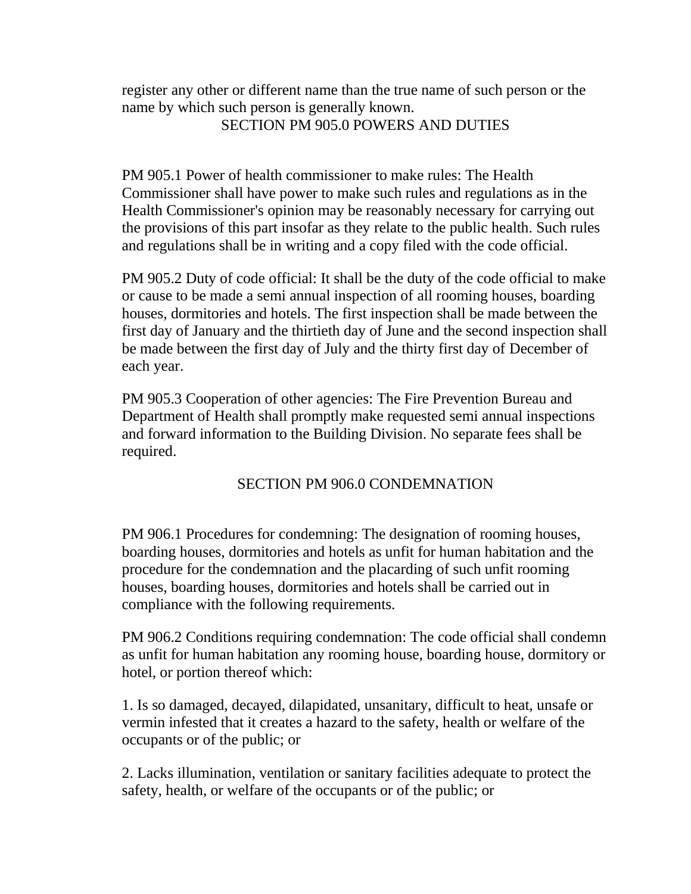register any other or different name than the true name of such person or the name by which such person is generally known.

## SECTION PM 905.0 POWERS AND DUTIES

PM 905.1 Power of health commissioner to make rules: The Health Commissioner shall have power to make such rules and regulations as in the Health Commissioner's opinion may be reasonably necessary for carrying out the provisions of this part insofar as they relate to the public health. Such rules and regulations shall be in writing and a copy filed with the code official.

PM 905.2 Duty of code official: It shall be the duty of the code official to make or cause to be made a semi annual inspection of all rooming houses, boarding houses, dormitories and hotels. The first inspection shall be made between the first day of January and the thirtieth day of June and the second inspection shall be made between the first day of July and the thirty first day of December of each year.

PM 905.3 Cooperation of other agencies: The Fire Prevention Bureau and Department of Health shall promptly make requested semi annual inspections and forward information to the Building Division. No separate fees shall be required.

## SECTION PM 906.0 CONDEMNATION

PM 906.1 Procedures for condemning: The designation of rooming houses, boarding houses, dormitories and hotels as unfit for human habitation and the procedure for the condemnation and the placarding of such unfit rooming houses, boarding houses, dormitories and hotels shall be carried out in compliance with the following requirements.

PM 906.2 Conditions requiring condemnation: The code official shall condemn as unfit for human habitation any rooming house, boarding house, dormitory or hotel, or portion thereof which:

1. Is so damaged, decayed, dilapidated, unsanitary, difficult to heat, unsafe or vermin infested that it creates a hazard to the safety, health or welfare of the occupants or of the public; or

2. Lacks illumination, ventilation or sanitary facilities adequate to protect the safety, health, or welfare of the occupants or of the public; or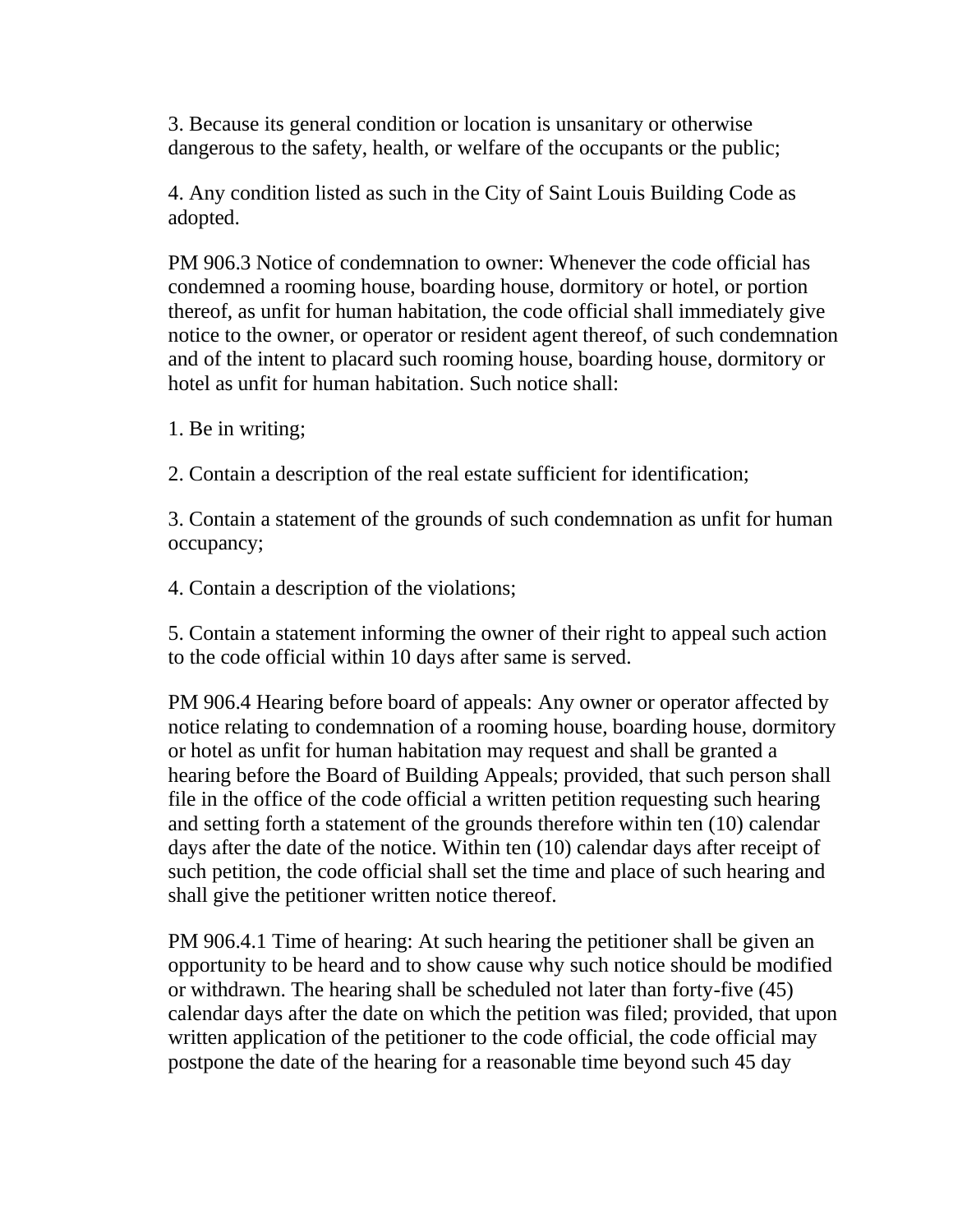3. Because its general condition or location is unsanitary or otherwise dangerous to the safety, health, or welfare of the occupants or the public;

4. Any condition listed as such in the City of Saint Louis Building Code as adopted.

PM 906.3 Notice of condemnation to owner: Whenever the code official has condemned a rooming house, boarding house, dormitory or hotel, or portion thereof, as unfit for human habitation, the code official shall immediately give notice to the owner, or operator or resident agent thereof, of such condemnation and of the intent to placard such rooming house, boarding house, dormitory or hotel as unfit for human habitation. Such notice shall:

1. Be in writing;

2. Contain a description of the real estate sufficient for identification;

3. Contain a statement of the grounds of such condemnation as unfit for human occupancy;

4. Contain a description of the violations;

5. Contain a statement informing the owner of their right to appeal such action to the code official within 10 days after same is served.

PM 906.4 Hearing before board of appeals: Any owner or operator affected by notice relating to condemnation of a rooming house, boarding house, dormitory or hotel as unfit for human habitation may request and shall be granted a hearing before the Board of Building Appeals; provided, that such person shall file in the office of the code official a written petition requesting such hearing and setting forth a statement of the grounds therefore within ten (10) calendar days after the date of the notice. Within ten (10) calendar days after receipt of such petition, the code official shall set the time and place of such hearing and shall give the petitioner written notice thereof.

PM 906.4.1 Time of hearing: At such hearing the petitioner shall be given an opportunity to be heard and to show cause why such notice should be modified or withdrawn. The hearing shall be scheduled not later than forty-five (45) calendar days after the date on which the petition was filed; provided, that upon written application of the petitioner to the code official, the code official may postpone the date of the hearing for a reasonable time beyond such 45 day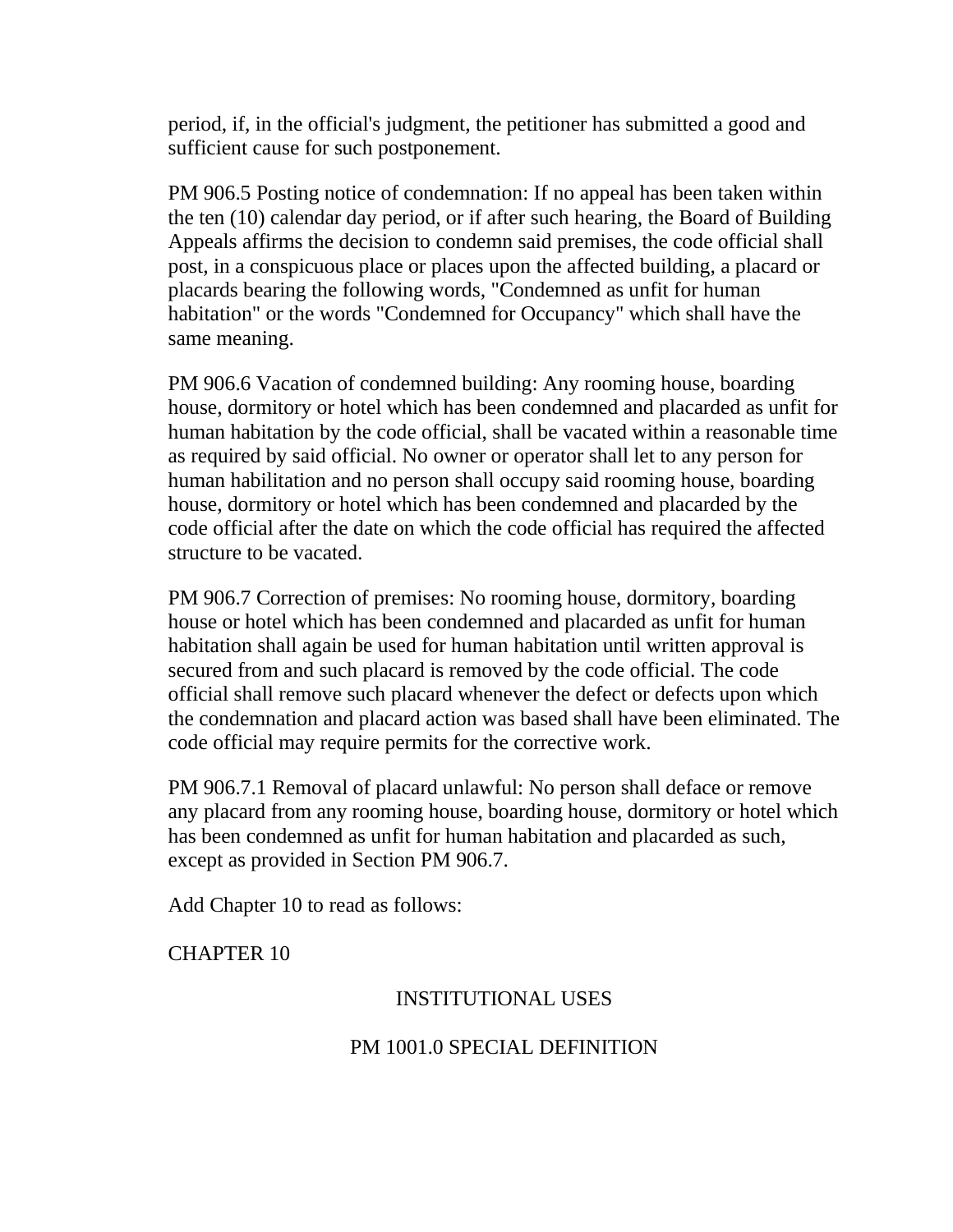period, if, in the official's judgment, the petitioner has submitted a good and sufficient cause for such postponement.

PM 906.5 Posting notice of condemnation: If no appeal has been taken within the ten (10) calendar day period, or if after such hearing, the Board of Building Appeals affirms the decision to condemn said premises, the code official shall post, in a conspicuous place or places upon the affected building, a placard or placards bearing the following words, "Condemned as unfit for human habitation" or the words "Condemned for Occupancy" which shall have the same meaning.

PM 906.6 Vacation of condemned building: Any rooming house, boarding house, dormitory or hotel which has been condemned and placarded as unfit for human habitation by the code official, shall be vacated within a reasonable time as required by said official. No owner or operator shall let to any person for human habilitation and no person shall occupy said rooming house, boarding house, dormitory or hotel which has been condemned and placarded by the code official after the date on which the code official has required the affected structure to be vacated.

PM 906.7 Correction of premises: No rooming house, dormitory, boarding house or hotel which has been condemned and placarded as unfit for human habitation shall again be used for human habitation until written approval is secured from and such placard is removed by the code official. The code official shall remove such placard whenever the defect or defects upon which the condemnation and placard action was based shall have been eliminated. The code official may require permits for the corrective work.

PM 906.7.1 Removal of placard unlawful: No person shall deface or remove any placard from any rooming house, boarding house, dormitory or hotel which has been condemned as unfit for human habitation and placarded as such, except as provided in Section PM 906.7.

Add Chapter 10 to read as follows:

CHAPTER 10

## INSTITUTIONAL USES

### PM 1001.0 SPECIAL DEFINITION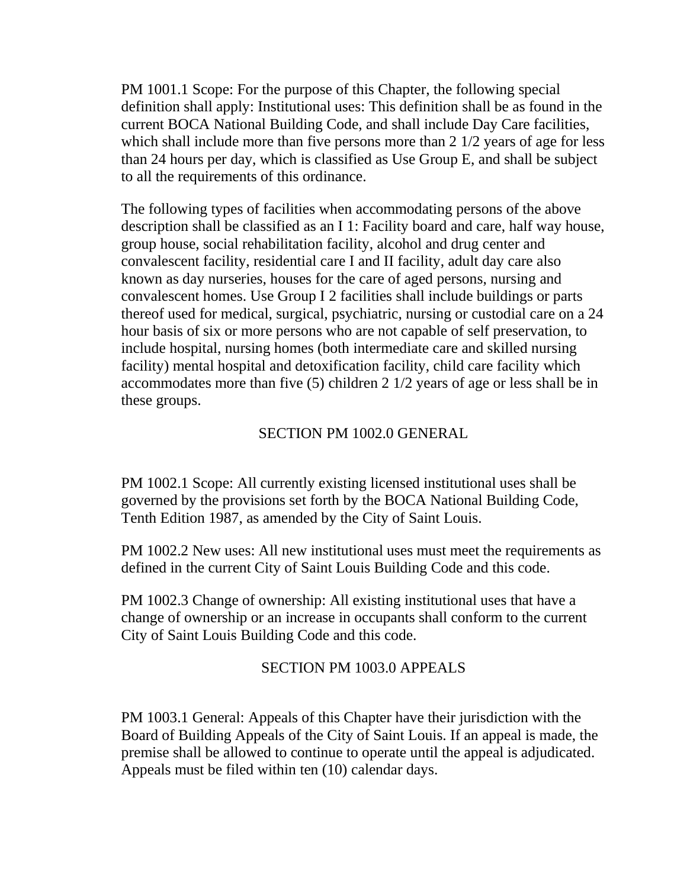PM 1001.1 Scope: For the purpose of this Chapter, the following special definition shall apply: Institutional uses: This definition shall be as found in the current BOCA National Building Code, and shall include Day Care facilities, which shall include more than five persons more than 2 1/2 years of age for less than 24 hours per day, which is classified as Use Group E, and shall be subject to all the requirements of this ordinance.

The following types of facilities when accommodating persons of the above description shall be classified as an I 1: Facility board and care, half way house, group house, social rehabilitation facility, alcohol and drug center and convalescent facility, residential care I and II facility, adult day care also known as day nurseries, houses for the care of aged persons, nursing and convalescent homes. Use Group I 2 facilities shall include buildings or parts thereof used for medical, surgical, psychiatric, nursing or custodial care on a 24 hour basis of six or more persons who are not capable of self preservation, to include hospital, nursing homes (both intermediate care and skilled nursing facility) mental hospital and detoxification facility, child care facility which accommodates more than five (5) children 2 1/2 years of age or less shall be in these groups.

## SECTION PM 1002.0 GENERAL

PM 1002.1 Scope: All currently existing licensed institutional uses shall be governed by the provisions set forth by the BOCA National Building Code, Tenth Edition 1987, as amended by the City of Saint Louis.

PM 1002.2 New uses: All new institutional uses must meet the requirements as defined in the current City of Saint Louis Building Code and this code.

PM 1002.3 Change of ownership: All existing institutional uses that have a change of ownership or an increase in occupants shall conform to the current City of Saint Louis Building Code and this code.

## SECTION PM 1003.0 APPEALS

PM 1003.1 General: Appeals of this Chapter have their jurisdiction with the Board of Building Appeals of the City of Saint Louis. If an appeal is made, the premise shall be allowed to continue to operate until the appeal is adjudicated. Appeals must be filed within ten (10) calendar days.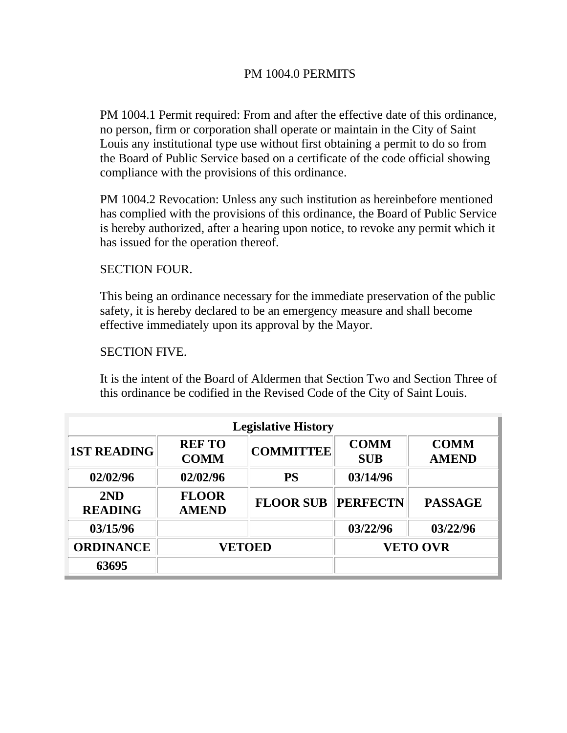PM 1004.0 PERMITS

PM 1004.1 Permit required: From and after the effective date of this ordinance, no person, firm or corporation shall operate or maintain in the City of Saint Louis any institutional type use without first obtaining a permit to do so from the Board of Public Service based on a certificate of the code official showing compliance with the provisions of this ordinance.

PM 1004.2 Revocation: Unless any such institution as hereinbefore mentioned has complied with the provisions of this ordinance, the Board of Public Service is hereby authorized, after a hearing upon notice, to revoke any permit which it has issued for the operation thereof.

SECTION FOUR.

This being an ordinance necessary for the immediate preservation of the public safety, it is hereby declared to be an emergency measure and shall become effective immediately upon its approval by the Mayor.

SECTION FIVE.

It is the intent of the Board of Aldermen that Section Two and Section Three of this ordinance be codified in the Revised Code of the City of Saint Louis.

| Legislative History | | | | |
|---|---|---|---|---|
| **1ST READING** | **REF TO COMM** | **COMMITTEE** | **COMM SUB** | **COMM AMEND** |
| **02/02/96** | **02/02/96** | **PS** | **03/14/96** | |
| **2ND READING** | **FLOOR AMEND** | **FLOOR SUB** | **PERFECTN** | **PASSAGE** |
| **03/15/96** | | | **03/22/96** | **03/22/96** |
| **ORDINANCE** | **VETOED** | | **VETO OVR** | |
| **63695** | | | | |